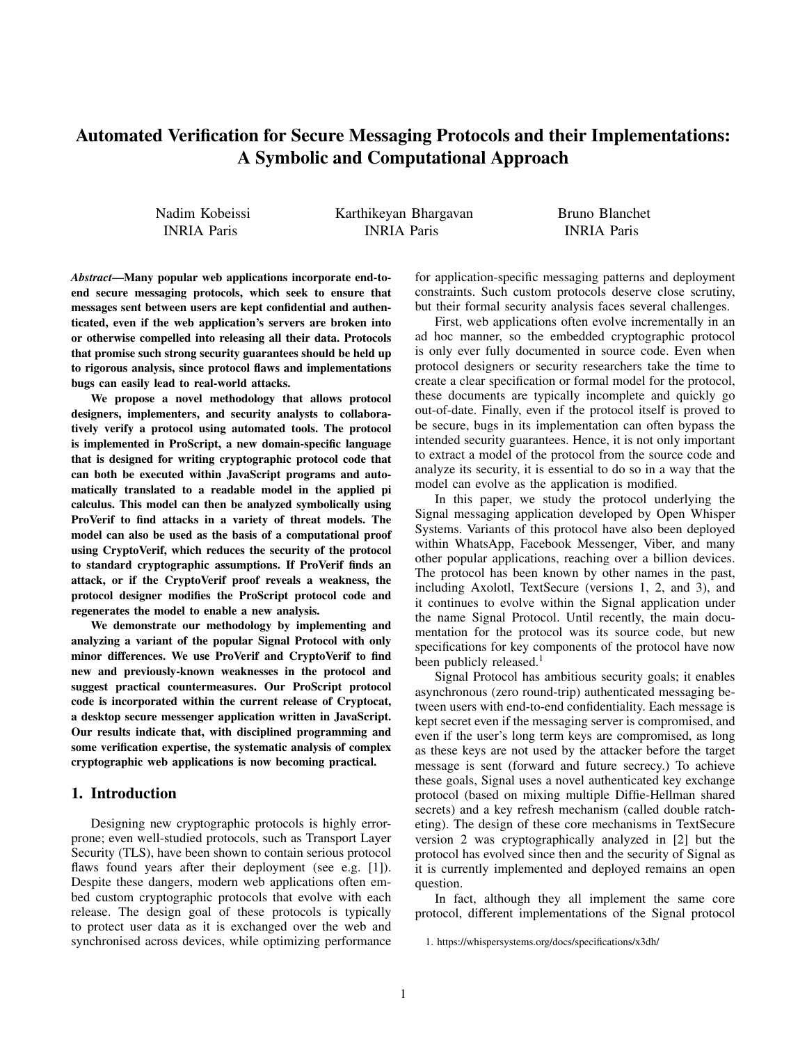# Automated Verification for Secure Messaging Protocols and their Implementations: A Symbolic and Computational Approach

Nadim Kobeissi
INRIA Paris

Karthikeyan Bhargavan
INRIA Paris

Bruno Blanchet
INRIA Paris

***Abstract*—Many popular web applications incorporate end-to-end secure messaging protocols, which seek to ensure that messages sent between users are kept confidential and authenticated, even if the web application's servers are broken into or otherwise compelled into releasing all their data. Protocols that promise such strong security guarantees should be held up to rigorous analysis, since protocol flaws and implementations bugs can easily lead to real-world attacks.**

**We propose a novel methodology that allows protocol designers, implementers, and security analysts to collaboratively verify a protocol using automated tools. The protocol is implemented in ProScript, a new domain-specific language that is designed for writing cryptographic protocol code that can both be executed within JavaScript programs and automatically translated to a readable model in the applied pi calculus. This model can then be analyzed symbolically using ProVerif to find attacks in a variety of threat models. The model can also be used as the basis of a computational proof using CryptoVerif, which reduces the security of the protocol to standard cryptographic assumptions. If ProVerif finds an attack, or if the CryptoVerif proof reveals a weakness, the protocol designer modifies the ProScript protocol code and regenerates the model to enable a new analysis.**

**We demonstrate our methodology by implementing and analyzing a variant of the popular Signal Protocol with only minor differences. We use ProVerif and CryptoVerif to find new and previously-known weaknesses in the protocol and suggest practical countermeasures. Our ProScript protocol code is incorporated within the current release of Cryptocat, a desktop secure messenger application written in JavaScript. Our results indicate that, with disciplined programming and some verification expertise, the systematic analysis of complex cryptographic web applications is now becoming practical.**

## 1. Introduction

Designing new cryptographic protocols is highly error-prone; even well-studied protocols, such as Transport Layer Security (TLS), have been shown to contain serious protocol flaws found years after their deployment (see e.g. [1]). Despite these dangers, modern web applications often embed custom cryptographic protocols that evolve with each release. The design goal of these protocols is typically to protect user data as it is exchanged over the web and synchronised across devices, while optimizing performance for application-specific messaging patterns and deployment constraints. Such custom protocols deserve close scrutiny, but their formal security analysis faces several challenges.

First, web applications often evolve incrementally in an ad hoc manner, so the embedded cryptographic protocol is only ever fully documented in source code. Even when protocol designers or security researchers take the time to create a clear specification or formal model for the protocol, these documents are typically incomplete and quickly go out-of-date. Finally, even if the protocol itself is proved to be secure, bugs in its implementation can often bypass the intended security guarantees. Hence, it is not only important to extract a model of the protocol from the source code and analyze its security, it is essential to do so in a way that the model can evolve as the application is modified.

In this paper, we study the protocol underlying the Signal messaging application developed by Open Whisper Systems. Variants of this protocol have also been deployed within WhatsApp, Facebook Messenger, Viber, and many other popular applications, reaching over a billion devices. The protocol has been known by other names in the past, including Axolotl, TextSecure (versions 1, 2, and 3), and it continues to evolve within the Signal application under the name Signal Protocol. Until recently, the main documentation for the protocol was its source code, but new specifications for key components of the protocol have now been publicly released.[1]

Signal Protocol has ambitious security goals; it enables asynchronous (zero round-trip) authenticated messaging between users with end-to-end confidentiality. Each message is kept secret even if the messaging server is compromised, and even if the user's long term keys are compromised, as long as these keys are not used by the attacker before the target message is sent (forward and future secrecy.) To achieve these goals, Signal uses a novel authenticated key exchange protocol (based on mixing multiple Diffie-Hellman shared secrets) and a key refresh mechanism (called double ratcheting). The design of these core mechanisms in TextSecure version 2 was cryptographically analyzed in [2] but the protocol has evolved since then and the security of Signal as it is currently implemented and deployed remains an open question.

In fact, although they all implement the same core protocol, different implementations of the Signal protocol

1. https://whispersystems.org/docs/specifications/x3dh/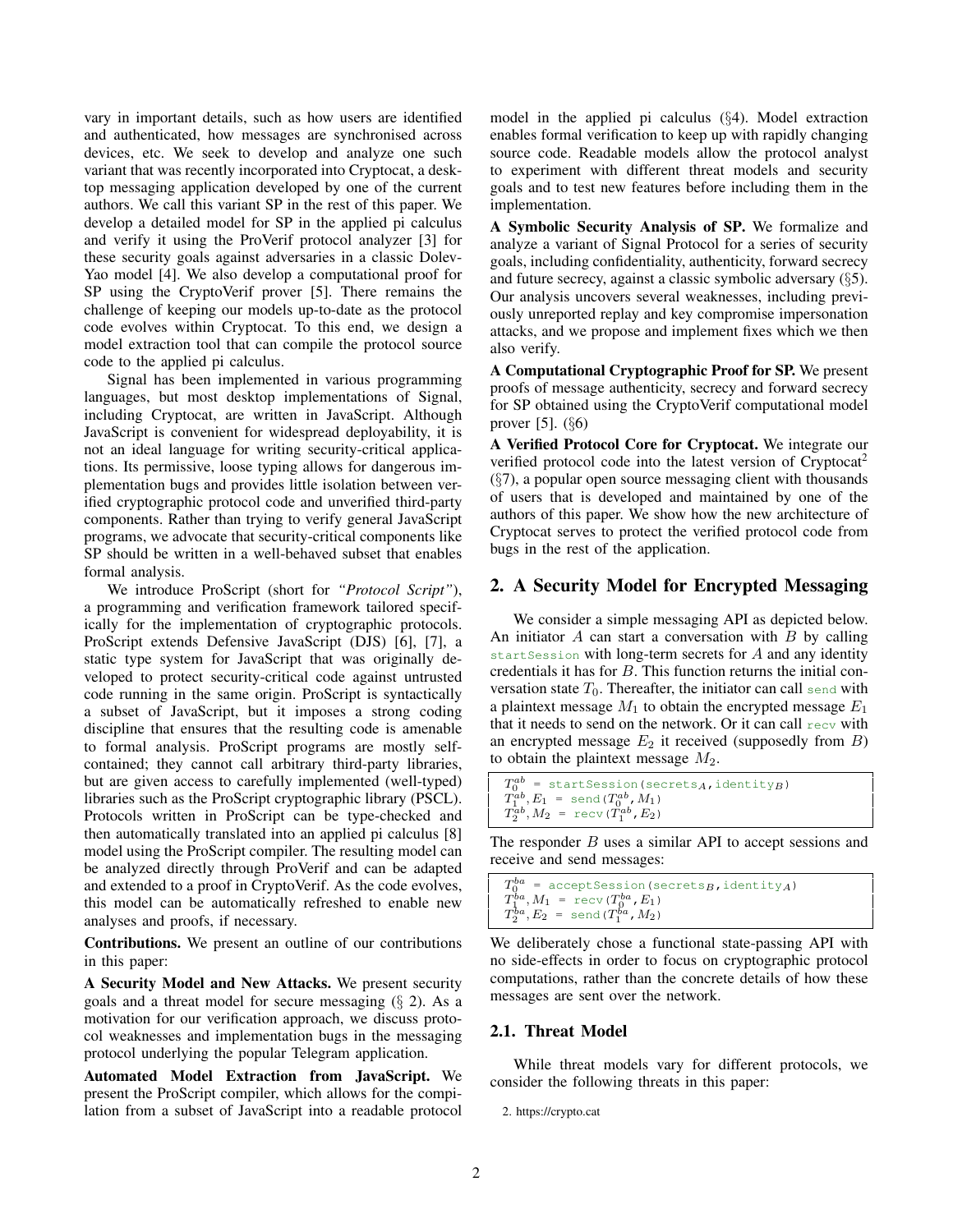vary in important details, such as how users are identified and authenticated, how messages are synchronised across devices, etc. We seek to develop and analyze one such variant that was recently incorporated into Cryptocat, a desktop messaging application developed by one of the current authors. We call this variant SP in the rest of this paper. We develop a detailed model for SP in the applied pi calculus and verify it using the ProVerif protocol analyzer [3] for these security goals against adversaries in a classic Dolev-Yao model [4]. We also develop a computational proof for SP using the CryptoVerif prover [5]. There remains the challenge of keeping our models up-to-date as the protocol code evolves within Cryptocat. To this end, we design a model extraction tool that can compile the protocol source code to the applied pi calculus.

Signal has been implemented in various programming languages, but most desktop implementations of Signal, including Cryptocat, are written in JavaScript. Although JavaScript is convenient for widespread deployability, it is not an ideal language for writing security-critical applications. Its permissive, loose typing allows for dangerous implementation bugs and provides little isolation between verified cryptographic protocol code and unverified third-party components. Rather than trying to verify general JavaScript programs, we advocate that security-critical components like SP should be written in a well-behaved subset that enables formal analysis.

We introduce ProScript (short for *"Protocol Script"*), a programming and verification framework tailored specifically for the implementation of cryptographic protocols. ProScript extends Defensive JavaScript (DJS) [6], [7], a static type system for JavaScript that was originally developed to protect security-critical code against untrusted code running in the same origin. ProScript is syntactically a subset of JavaScript, but it imposes a strong coding discipline that ensures that the resulting code is amenable to formal analysis. ProScript programs are mostly self-contained; they cannot call arbitrary third-party libraries, but are given access to carefully implemented (well-typed) libraries such as the ProScript cryptographic library (PSCL). Protocols written in ProScript can be type-checked and then automatically translated into an applied pi calculus [8] model using the ProScript compiler. The resulting model can be analyzed directly through ProVerif and can be adapted and extended to a proof in CryptoVerif. As the code evolves, this model can be automatically refreshed to enable new analyses and proofs, if necessary.

**Contributions.** We present an outline of our contributions in this paper:

**A Security Model and New Attacks.** We present security goals and a threat model for secure messaging (§ 2). As a motivation for our verification approach, we discuss protocol weaknesses and implementation bugs in the messaging protocol underlying the popular Telegram application.

**Automated Model Extraction from JavaScript.** We present the ProScript compiler, which allows for the compilation from a subset of JavaScript into a readable protocol model in the applied pi calculus (§4). Model extraction enables formal verification to keep up with rapidly changing source code. Readable models allow the protocol analyst to experiment with different threat models and security goals and to test new features before including them in the implementation.

**A Symbolic Security Analysis of SP.** We formalize and analyze a variant of Signal Protocol for a series of security goals, including confidentiality, authenticity, forward secrecy and future secrecy, against a classic symbolic adversary (§5). Our analysis uncovers several weaknesses, including previously unreported replay and key compromise impersonation attacks, and we propose and implement fixes which we then also verify.

**A Computational Cryptographic Proof for SP.** We present proofs of message authenticity, secrecy and forward secrecy for SP obtained using the CryptoVerif computational model prover [5]. (§6)

**A Verified Protocol Core for Cryptocat.** We integrate our verified protocol code into the latest version of Cryptocat[2] (§7), a popular open source messaging client with thousands of users that is developed and maintained by one of the authors of this paper. We show how the new architecture of Cryptocat serves to protect the verified protocol code from bugs in the rest of the application.

## 2. A Security Model for Encrypted Messaging

We consider a simple messaging API as depicted below. An initiator $A$ can start a conversation with $B$ by calling `startSession` with long-term secrets for $A$ and any identity credentials it has for $B$. This function returns the initial conversation state $T_0$. Thereafter, the initiator can call `send` with a plaintext message $M_1$ to obtain the encrypted message $E_1$ that it needs to send on the network. Or it can call `recv` with an encrypted message $E_2$ it received (supposedly from $B$) to obtain the plaintext message $M_2$.

$$
\begin{aligned}
T_0^{ab} &= \texttt{startSession(secrets}_A\texttt{, identity}_B\texttt{)}\\
T_1^{ab}, E_1 &= \texttt{send(}T_0^{ab}\texttt{, }M_1\texttt{)}\\
T_2^{ab}, M_2 &= \texttt{recv(}T_1^{ab}\texttt{, }E_2\texttt{)}
\end{aligned}
$$

The responder $B$ uses a similar API to accept sessions and receive and send messages:

$$
\begin{aligned}
T_0^{ba} &= \texttt{acceptSession(secrets}_B\texttt{, identity}_A\texttt{)}\\
T_1^{ba}, M_1 &= \texttt{recv(}T_0^{ba}\texttt{, }E_1\texttt{)}\\
T_2^{ba}, E_2 &= \texttt{send(}T_1^{ba}\texttt{, }M_2\texttt{)}
\end{aligned}
$$

We deliberately chose a functional state-passing API with no side-effects in order to focus on cryptographic protocol computations, rather than the concrete details of how these messages are sent over the network.

### 2.1. Threat Model

While threat models vary for different protocols, we consider the following threats in this paper:

2. https://crypto.cat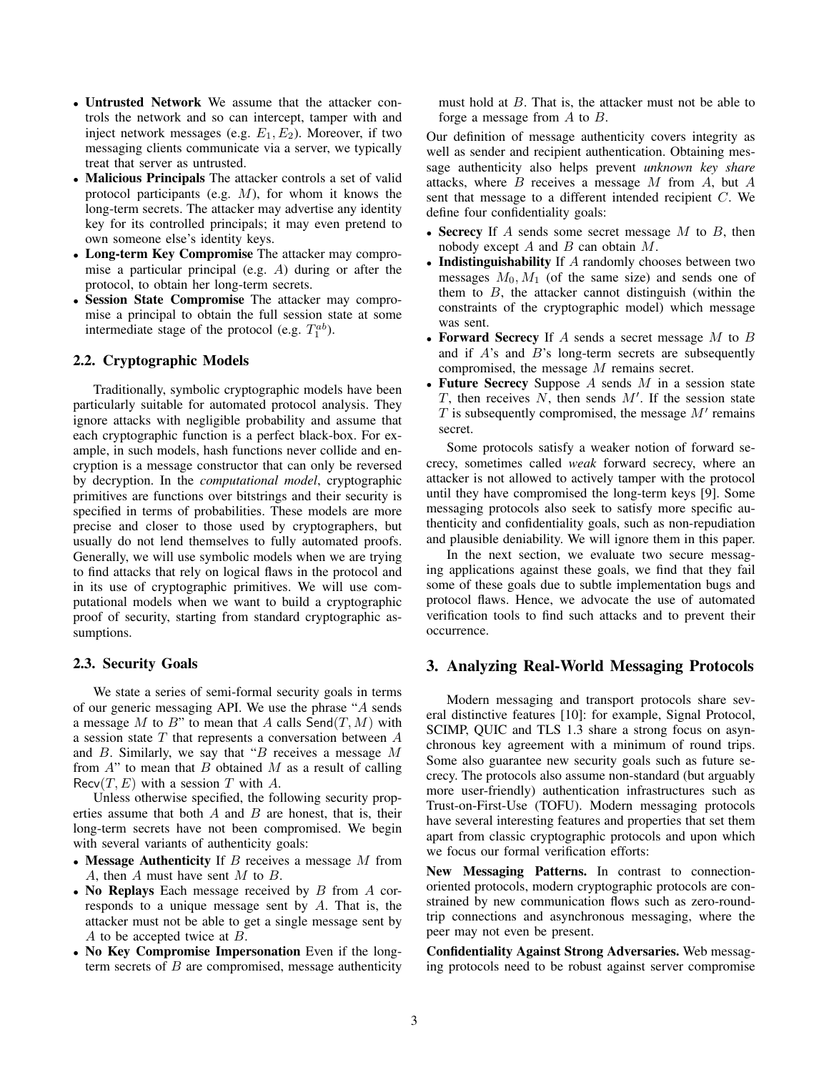- **Untrusted Network** We assume that the attacker controls the network and so can intercept, tamper with and inject network messages (e.g. $E_1, E_2$). Moreover, if two messaging clients communicate via a server, we typically treat that server as untrusted.
- **Malicious Principals** The attacker controls a set of valid protocol participants (e.g. $M$), for whom it knows the long-term secrets. The attacker may advertise any identity key for its controlled principals; it may even pretend to own someone else's identity keys.
- **Long-term Key Compromise** The attacker may compromise a particular principal (e.g. $A$) during or after the protocol, to obtain her long-term secrets.
- **Session State Compromise** The attacker may compromise a principal to obtain the full session state at some intermediate stage of the protocol (e.g. $T_1^{ab}$).

## 2.2. Cryptographic Models

Traditionally, symbolic cryptographic models have been particularly suitable for automated protocol analysis. They ignore attacks with negligible probability and assume that each cryptographic function is a perfect black-box. For example, in such models, hash functions never collide and encryption is a message constructor that can only be reversed by decryption. In the *computational model*, cryptographic primitives are functions over bitstrings and their security is specified in terms of probabilities. These models are more precise and closer to those used by cryptographers, but usually do not lend themselves to fully automated proofs. Generally, we will use symbolic models when we are trying to find attacks that rely on logical flaws in the protocol and in its use of cryptographic primitives. We will use computational models when we want to build a cryptographic proof of security, starting from standard cryptographic assumptions.

## 2.3. Security Goals

We state a series of semi-formal security goals in terms of our generic messaging API. We use the phrase "$A$ sends a message $M$ to $B$" to mean that $A$ calls $\mathsf{Send}(T, M)$ with a session state $T$ that represents a conversation between $A$ and $B$. Similarly, we say that "$B$ receives a message $M$ from $A$" to mean that $B$ obtained $M$ as a result of calling $\mathsf{Recv}(T, E)$ with a session $T$ with $A$.

Unless otherwise specified, the following security properties assume that both $A$ and $B$ are honest, that is, their long-term secrets have not been compromised. We begin with several variants of authenticity goals:

- **Message Authenticity** If $B$ receives a message $M$ from $A$, then $A$ must have sent $M$ to $B$.
- **No Replays** Each message received by $B$ from $A$ corresponds to a unique message sent by $A$. That is, the attacker must not be able to get a single message sent by $A$ to be accepted twice at $B$.
- **No Key Compromise Impersonation** Even if the long-term secrets of $B$ are compromised, message authenticity must hold at $B$. That is, the attacker must not be able to forge a message from $A$ to $B$.

Our definition of message authenticity covers integrity as well as sender and recipient authentication. Obtaining message authenticity also helps prevent *unknown key share* attacks, where $B$ receives a message $M$ from $A$, but $A$ sent that message to a different intended recipient $C$. We define four confidentiality goals:

- **Secrecy** If $A$ sends some secret message $M$ to $B$, then nobody except $A$ and $B$ can obtain $M$.
- **Indistinguishability** If $A$ randomly chooses between two messages $M_0, M_1$ (of the same size) and sends one of them to $B$, the attacker cannot distinguish (within the constraints of the cryptographic model) which message was sent.
- **Forward Secrecy** If $A$ sends a secret message $M$ to $B$ and if $A$'s and $B$'s long-term secrets are subsequently compromised, the message $M$ remains secret.
- **Future Secrecy** Suppose $A$ sends $M$ in a session state $T$, then receives $N$, then sends $M'$. If the session state $T$ is subsequently compromised, the message $M'$ remains secret.

Some protocols satisfy a weaker notion of forward secrecy, sometimes called *weak* forward secrecy, where an attacker is not allowed to actively tamper with the protocol until they have compromised the long-term keys [9]. Some messaging protocols also seek to satisfy more specific authenticity and confidentiality goals, such as non-repudiation and plausible deniability. We will ignore them in this paper.

In the next section, we evaluate two secure messaging applications against these goals, we find that they fail some of these goals due to subtle implementation bugs and protocol flaws. Hence, we advocate the use of automated verification tools to find such attacks and to prevent their occurrence.

# 3. Analyzing Real-World Messaging Protocols

Modern messaging and transport protocols share several distinctive features [10]: for example, Signal Protocol, SCIMP, QUIC and TLS 1.3 share a strong focus on asynchronous key agreement with a minimum of round trips. Some also guarantee new security goals such as future secrecy. The protocols also assume non-standard (but arguably more user-friendly) authentication infrastructures such as Trust-on-First-Use (TOFU). Modern messaging protocols have several interesting features and properties that set them apart from classic cryptographic protocols and upon which we focus our formal verification efforts:

**New Messaging Patterns.** In contrast to connection-oriented protocols, modern cryptographic protocols are constrained by new communication flows such as zero-round-trip connections and asynchronous messaging, where the peer may not even be present.

**Confidentiality Against Strong Adversaries.** Web messaging protocols need to be robust against server compromise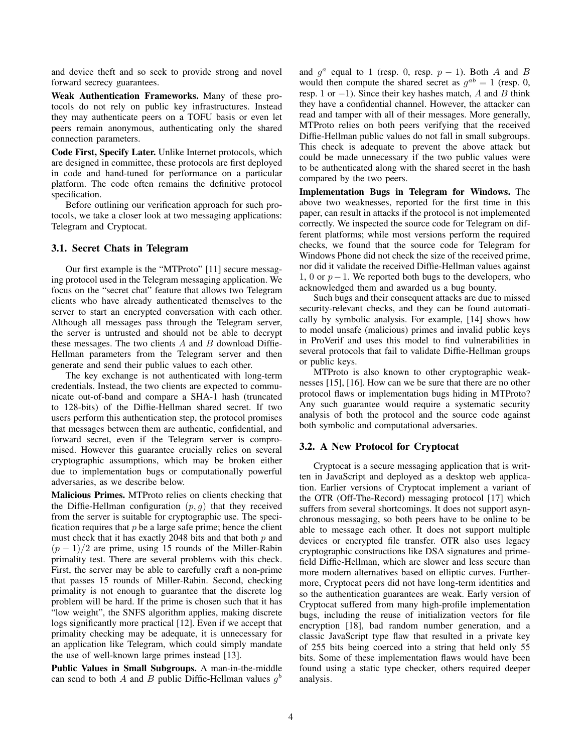and device theft and so seek to provide strong and novel forward secrecy guarantees.

**Weak Authentication Frameworks.** Many of these protocols do not rely on public key infrastructures. Instead they may authenticate peers on a TOFU basis or even let peers remain anonymous, authenticating only the shared connection parameters.

**Code First, Specify Later.** Unlike Internet protocols, which are designed in committee, these protocols are first deployed in code and hand-tuned for performance on a particular platform. The code often remains the definitive protocol specification.

Before outlining our verification approach for such protocols, we take a closer look at two messaging applications: Telegram and Cryptocat.

### 3.1. Secret Chats in Telegram

Our first example is the "MTProto" [11] secure messaging protocol used in the Telegram messaging application. We focus on the "secret chat" feature that allows two Telegram clients who have already authenticated themselves to the server to start an encrypted conversation with each other. Although all messages pass through the Telegram server, the server is untrusted and should not be able to decrypt these messages. The two clients $A$ and $B$ download Diffie-Hellman parameters from the Telegram server and then generate and send their public values to each other.

The key exchange is not authenticated with long-term credentials. Instead, the two clients are expected to communicate out-of-band and compare a SHA-1 hash (truncated to 128-bits) of the Diffie-Hellman shared secret. If two users perform this authentication step, the protocol promises that messages between them are authentic, confidential, and forward secret, even if the Telegram server is compromised. However this guarantee crucially relies on several cryptographic assumptions, which may be broken either due to implementation bugs or computationally powerful adversaries, as we describe below.

**Malicious Primes.** MTProto relies on clients checking that the Diffie-Hellman configuration $(p, g)$ that they received from the server is suitable for cryptographic use. The specification requires that $p$ be a large safe prime; hence the client must check that it has exactly 2048 bits and that both $p$ and $(p-1)/2$ are prime, using 15 rounds of the Miller-Rabin primality test. There are several problems with this check. First, the server may be able to carefully craft a non-prime that passes 15 rounds of Miller-Rabin. Second, checking primality is not enough to guarantee that the discrete log problem will be hard. If the prime is chosen such that it has "low weight", the SNFS algorithm applies, making discrete logs significantly more practical [12]. Even if we accept that primality checking may be adequate, it is unnecessary for an application like Telegram, which could simply mandate the use of well-known large primes instead [13].

**Public Values in Small Subgroups.** A man-in-the-middle can send to both $A$ and $B$ public Diffie-Hellman values $g^b$ and $g^a$ equal to 1 (resp. 0, resp. $p-1$). Both $A$ and $B$ would then compute the shared secret as $g^{ab} = 1$ (resp. 0, resp. 1 or $-1$). Since their key hashes match, $A$ and $B$ think they have a confidential channel. However, the attacker can read and tamper with all of their messages. More generally, MTProto relies on both peers verifying that the received Diffie-Hellman public values do not fall in small subgroups. This check is adequate to prevent the above attack but could be made unnecessary if the two public values were to be authenticated along with the shared secret in the hash compared by the two peers.

**Implementation Bugs in Telegram for Windows.** The above two weaknesses, reported for the first time in this paper, can result in attacks if the protocol is not implemented correctly. We inspected the source code for Telegram on different platforms; while most versions perform the required checks, we found that the source code for Telegram for Windows Phone did not check the size of the received prime, nor did it validate the received Diffie-Hellman values against 1, 0 or $p-1$. We reported both bugs to the developers, who acknowledged them and awarded us a bug bounty.

Such bugs and their consequent attacks are due to missed security-relevant checks, and they can be found automatically by symbolic analysis. For example, [14] shows how to model unsafe (malicious) primes and invalid public keys in ProVerif and uses this model to find vulnerabilities in several protocols that fail to validate Diffie-Hellman groups or public keys.

MTProto is also known to other cryptographic weaknesses [15], [16]. How can we be sure that there are no other protocol flaws or implementation bugs hiding in MTProto? Any such guarantee would require a systematic security analysis of both the protocol and the source code against both symbolic and computational adversaries.

### 3.2. A New Protocol for Cryptocat

Cryptocat is a secure messaging application that is written in JavaScript and deployed as a desktop web application. Earlier versions of Cryptocat implement a variant of the OTR (Off-The-Record) messaging protocol [17] which suffers from several shortcomings. It does not support asynchronous messaging, so both peers have to be online to be able to message each other. It does not support multiple devices or encrypted file transfer. OTR also uses legacy cryptographic constructions like DSA signatures and prime-field Diffie-Hellman, which are slower and less secure than more modern alternatives based on elliptic curves. Furthermore, Cryptocat peers did not have long-term identities and so the authentication guarantees are weak. Early version of Cryptocat suffered from many high-profile implementation bugs, including the reuse of initialization vectors for file encryption [18], bad random number generation, and a classic JavaScript type flaw that resulted in a private key of 255 bits being coerced into a string that held only 55 bits. Some of these implementation flaws would have been found using a static type checker, others required deeper analysis.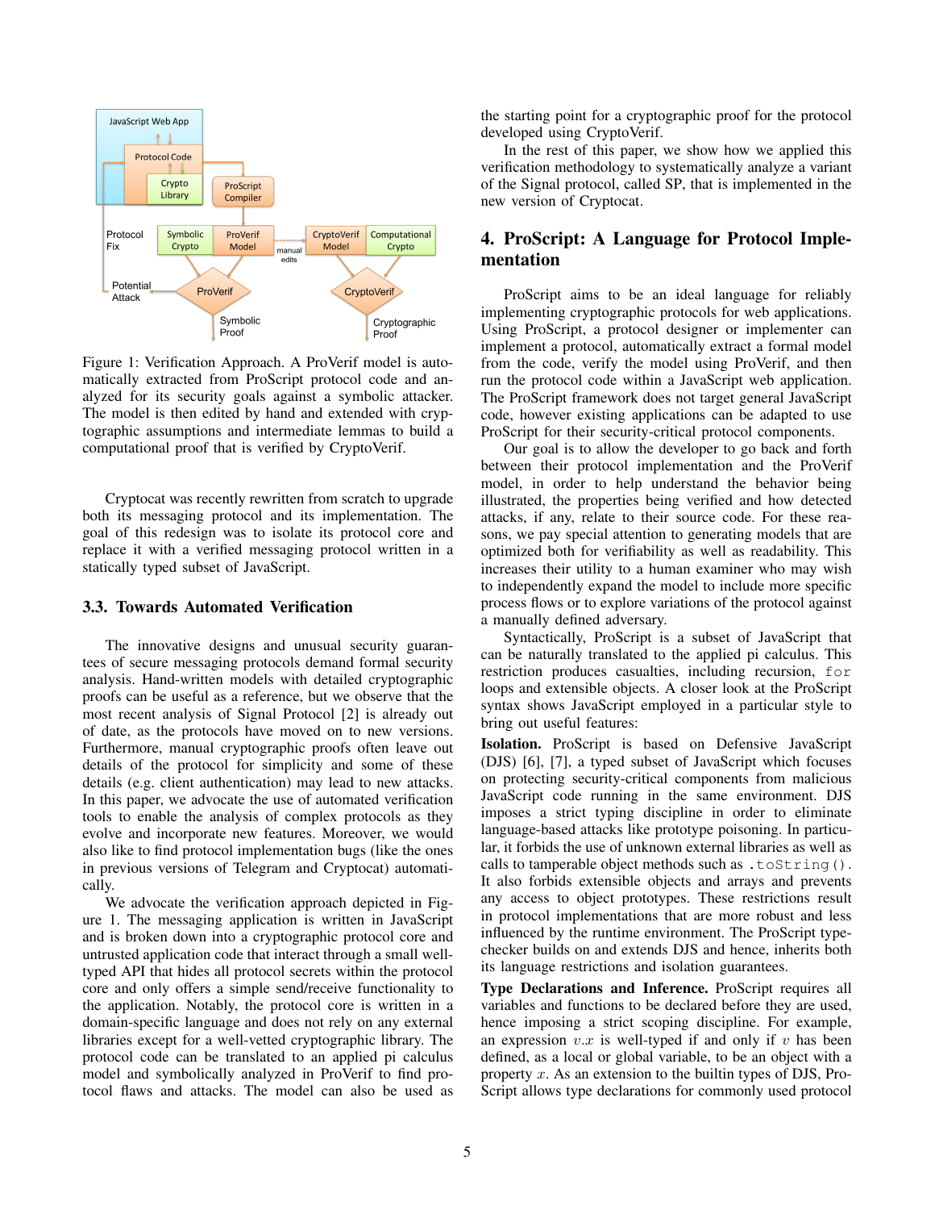Figure 1: Verification Approach. A ProVerif model is automatically extracted from ProScript protocol code and analyzed for its security goals against a symbolic attacker. The model is then edited by hand and extended with cryptographic assumptions and intermediate lemmas to build a computational proof that is verified by CryptoVerif.

Cryptocat was recently rewritten from scratch to upgrade both its messaging protocol and its implementation. The goal of this redesign was to isolate its protocol core and replace it with a verified messaging protocol written in a statically typed subset of JavaScript.

### 3.3. Towards Automated Verification

The innovative designs and unusual security guarantees of secure messaging protocols demand formal security analysis. Hand-written models with detailed cryptographic proofs can be useful as a reference, but we observe that the most recent analysis of Signal Protocol [2] is already out of date, as the protocols have moved on to new versions. Furthermore, manual cryptographic proofs often leave out details of the protocol for simplicity and some of these details (e.g. client authentication) may lead to new attacks. In this paper, we advocate the use of automated verification tools to enable the analysis of complex protocols as they evolve and incorporate new features. Moreover, we would also like to find protocol implementation bugs (like the ones in previous versions of Telegram and Cryptocat) automatically.

We advocate the verification approach depicted in Figure 1. The messaging application is written in JavaScript and is broken down into a cryptographic protocol core and untrusted application code that interact through a small well-typed API that hides all protocol secrets within the protocol core and only offers a simple send/receive functionality to the application. Notably, the protocol core is written in a domain-specific language and does not rely on any external libraries except for a well-vetted cryptographic library. The protocol code can be translated to an applied pi calculus model and symbolically analyzed in ProVerif to find protocol flaws and attacks. The model can also be used as the starting point for a cryptographic proof for the protocol developed using CryptoVerif.

In the rest of this paper, we show how we applied this verification methodology to systematically analyze a variant of the Signal protocol, called SP, that is implemented in the new version of Cryptocat.

## 4. ProScript: A Language for Protocol Implementation

ProScript aims to be an ideal language for reliably implementing cryptographic protocols for web applications. Using ProScript, a protocol designer or implementer can implement a protocol, automatically extract a formal model from the code, verify the model using ProVerif, and then run the protocol code within a JavaScript web application. The ProScript framework does not target general JavaScript code, however existing applications can be adapted to use ProScript for their security-critical protocol components.

Our goal is to allow the developer to go back and forth between their protocol implementation and the ProVerif model, in order to help understand the behavior being illustrated, the properties being verified and how detected attacks, if any, relate to their source code. For these reasons, we pay special attention to generating models that are optimized both for verifiability as well as readability. This increases their utility to a human examiner who may wish to independently expand the model to include more specific process flows or to explore variations of the protocol against a manually defined adversary.

Syntactically, ProScript is a subset of JavaScript that can be naturally translated to the applied pi calculus. This restriction produces casualties, including recursion, `for` loops and extensible objects. A closer look at the ProScript syntax shows JavaScript employed in a particular style to bring out useful features:

**Isolation.** ProScript is based on Defensive JavaScript (DJS) [6], [7], a typed subset of JavaScript which focuses on protecting security-critical components from malicious JavaScript code running in the same environment. DJS imposes a strict typing discipline in order to eliminate language-based attacks like prototype poisoning. In particular, it forbids the use of unknown external libraries as well as calls to tamperable object methods such as `.toString()`. It also forbids extensible objects and arrays and prevents any access to object prototypes. These restrictions result in protocol implementations that are more robust and less influenced by the runtime environment. The ProScript type-checker builds on and extends DJS and hence, inherits both its language restrictions and isolation guarantees.

**Type Declarations and Inference.** ProScript requires all variables and functions to be declared before they are used, hence imposing a strict scoping discipline. For example, an expression $v.x$ is well-typed if and only if $v$ has been defined, as a local or global variable, to be an object with a property $x$. As an extension to the builtin types of DJS, ProScript allows type declarations for commonly used protocol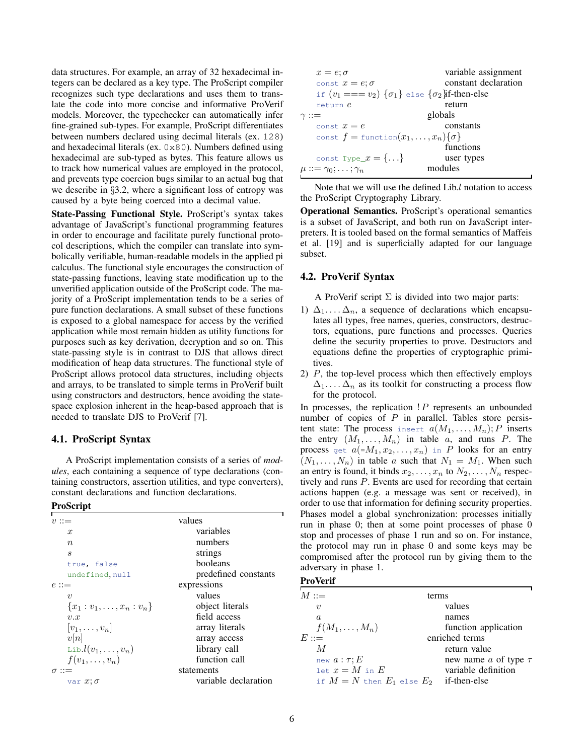data structures. For example, an array of 32 hexadecimal integers can be declared as a key type. The ProScript compiler recognizes such type declarations and uses them to translate the code into more concise and informative ProVerif models. Moreover, the typechecker can automatically infer fine-grained sub-types. For example, ProScript differentiates between numbers declared using decimal literals (ex. `128`) and hexadecimal literals (ex. `0x80`). Numbers defined using hexadecimal are sub-typed as bytes. This feature allows us to track how numerical values are employed in the protocol, and prevents type coercion bugs similar to an actual bug that we describe in §3.2, where a significant loss of entropy was caused by a byte being coerced into a decimal value.

**State-Passing Functional Style.** ProScript's syntax takes advantage of JavaScript's functional programming features in order to encourage and facilitate purely functional protocol descriptions, which the compiler can translate into symbolically verifiable, human-readable models in the applied pi calculus. The functional style encourages the construction of state-passing functions, leaving state modification up to the unverified application outside of the ProScript code. The majority of a ProScript implementation tends to be a series of pure function declarations. A small subset of these functions is exposed to a global namespace for access by the verified application while most remain hidden as utility functions for purposes such as key derivation, decryption and so on. This state-passing style is in contrast to DJS that allows direct modification of heap data structures. The functional style of ProScript allows protocol data structures, including objects and arrays, to be translated to simple terms in ProVerif built using constructors and destructors, hence avoiding the state-space explosion inherent in the heap-based approach that is needed to translate DJS to ProVerif [7].

### 4.1. ProScript Syntax

A ProScript implementation consists of a series of *modules*, each containing a sequence of type declarations (containing constructors, assertion utilities, and type converters), constant declarations and function declarations.

**ProScript**

| | |
|---|---|
| $v ::=$ | values |
| $x$ | variables |
| $n$ | numbers |
| $s$ | strings |
| `true`, `false` | booleans |
| `undefined`, `null` | predefined constants |
| $e ::=$ | expressions |
| $v$ | values |
| $\{x_1 : v_1, \dots, x_n : v_n\}$ | object literals |
| $v.x$ | field access |
| $[v_1, \dots, v_n]$ | array literals |
| $v[n]$ | array access |
| $\texttt{Lib}.l(v_1, \dots, v_n)$ | library call |
| $f(v_1, \dots, v_n)$ | function call |
| $\sigma ::=$ | statements |
| `var` $x; \sigma$ | variable declaration |
| $x = e; \sigma$ | variable assignment |
| `const` $x = e; \sigma$ | constant declaration |
| `if` $(v_1 === v_2)$ $\{\sigma_1\}$ `else` $\{\sigma_2\}$ | if-then-else |
| `return` $e$ | return |
| $\gamma ::=$ | globals |
| `const` $x = e$ | constants |
| `const` $f =$ `function`$(x_1, \dots, x_n)\{\sigma\}$ | functions |
| `const Type_`$x = \{\dots\}$ | user types |
| $\mu ::= \gamma_0; \dots; \gamma_n$ | modules |

Note that we will use the defined Lib.$l$ notation to access the ProScript Cryptography Library.

**Operational Semantics.** ProScript's operational semantics is a subset of JavaScript, and both run on JavaScript interpreters. It is tooled based on the formal semantics of Maffeis et al. [19] and is superficially adapted for our language subset.

### 4.2. ProVerif Syntax

A ProVerif script $\Sigma$ is divided into two major parts:

1) $\Delta_1. \dots \Delta_n$, a sequence of declarations which encapsulates all types, free names, queries, constructors, destructors, equations, pure functions and processes. Queries define the security properties to prove. Destructors and equations define the properties of cryptographic primitives.
2) $P$, the top-level process which then effectively employs $\Delta_1. \dots \Delta_n$ as its toolkit for constructing a process flow for the protocol.

In processes, the replication $!\,P$ represents an unbounded number of copies of $P$ in parallel. Tables store persistent state: The process `insert` $a(M_1, \dots, M_n); P$ inserts the entry $(M_1, \dots, M_n)$ in table $a$, and runs $P$. The process `get` $a(=M_1, x_2, \dots, x_n)$ `in` $P$ looks for an entry $(N_1, \dots, N_n)$ in table $a$ such that $N_1 = M_1$. When such an entry is found, it binds $x_2, \dots, x_n$ to $N_2, \dots, N_n$ respectively and runs $P$. Events are used for recording that certain actions happen (e.g. a message was sent or received), in order to use that information for defining security properties. Phases model a global synchronization: processes initially run in phase 0; then at some point processes of phase 0 stop and processes of phase 1 run and so on. For instance, the protocol may run in phase 0 and some keys may be compromised after the protocol run by giving them to the adversary in phase 1.

**ProVerif**

| | |
|---|---|
| $M ::=$ | terms |
| $v$ | values |
| $a$ | names |
| $f(M_1, \dots, M_n)$ | function application |
| $E ::=$ | enriched terms |
| $M$ | return value |
| `new` $a : \tau; E$ | new name $a$ of type $\tau$ |
| `let` $x = M$ `in` $E$ | variable definition |
| `if` $M = N$ `then` $E_1$ `else` $E_2$ | if-then-else |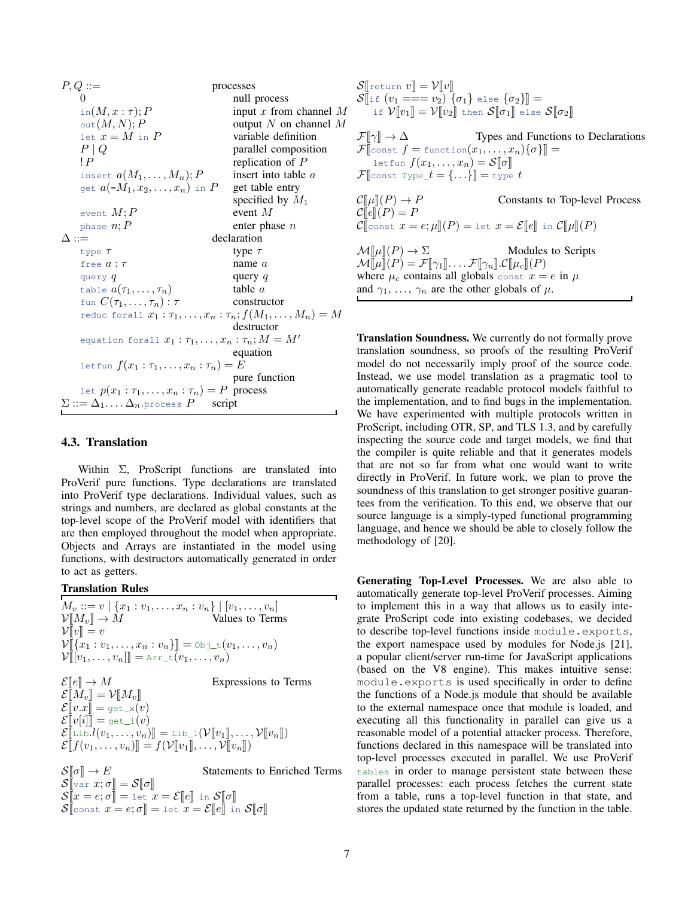$P, Q ::=$ processes

| | |
|---|---|
| $0$ | null process |
| $\texttt{in}(M, x : \tau); P$ | input $x$ from channel $M$ |
| $\texttt{out}(M, N); P$ | output $N$ on channel $M$ |
| $\texttt{let}\ x = M\ \texttt{in}\ P$ | variable definition |
| $P \mid Q$ | parallel composition |
| $!\,P$ | replication of $P$ |
| $\texttt{insert}\ a(M_1, \ldots, M_n); P$ | insert into table $a$ |
| $\texttt{get}\ a(=M_1, x_2, \ldots, x_n)\ \texttt{in}\ P$ | get table entry specified by $M_1$ |
| $\texttt{event}\ M; P$ | event $M$ |
| $\texttt{phase}\ n; P$ | enter phase $n$ |

$\Delta ::=$ declaration

| | |
|---|---|
| $\texttt{type}\ \tau$ | type $\tau$ |
| $\texttt{free}\ a : \tau$ | name $a$ |
| $\texttt{query}\ q$ | query $q$ |
| $\texttt{table}\ a(\tau_1, \ldots, \tau_n)$ | table $a$ |
| $\texttt{fun}\ C(\tau_1, \ldots, \tau_n) : \tau$ | constructor |
| $\texttt{reduc forall}\ x_1 : \tau_1, \ldots, x_n : \tau_n; f(M_1, \ldots, M_n) = M$ | destructor |
| $\texttt{equation forall}\ x_1 : \tau_1, \ldots, x_n : \tau_n; M = M'$ | equation |
| $\texttt{letfun}\ f(x_1 : \tau_1, \ldots, x_n : \tau_n) = E$ | pure function |
| $\texttt{let}\ p(x_1 : \tau_1, \ldots, x_n : \tau_n) = P$ | process |

$\Sigma ::= \Delta_1 . \ldots \Delta_n . \texttt{process}\ P$ script

### 4.3. Translation

Within $\Sigma$, ProScript functions are translated into ProVerif pure functions. Type declarations are translated into ProVerif type declarations. Individual values, such as strings and numbers, are declared as global constants at the top-level scope of the ProVerif model with identifiers that are then employed throughout the model when appropriate. Objects and Arrays are instantiated in the model using functions, with destructors automatically generated in order to act as getters.

**Translation Rules**

$M_v ::= v \mid \{x_1 : v_1, \ldots, x_n : v_n\} \mid [v_1, \ldots, v_n]$

$\mathcal{V}[\![M_v]\!] \rightarrow M$ — Values to Terms

$\mathcal{V}[\![v]\!] = v$
$\mathcal{V}[\![\{x_1 : v_1, \ldots, x_n : v_n\}]\!] = \texttt{Obj\_t}(v_1, \ldots, v_n)$
$\mathcal{V}[\![[v_1, \ldots, v_n]]\!] = \texttt{Arr\_t}(v_1, \ldots, v_n)$

$\mathcal{E}[\![e]\!] \rightarrow M$ — Expressions to Terms

$\mathcal{E}[\![M_v]\!] = \mathcal{V}[\![M_v]\!]$
$\mathcal{E}[\![v.x]\!] = \texttt{get\_x}(v)$
$\mathcal{E}[\![v[i]]\!] = \texttt{get\_i}(v)$
$\mathcal{E}[\![\texttt{Lib}.l(v_1, \ldots, v_n)]\!] = \texttt{Lib\_l}(\mathcal{V}[\![v_1]\!], \ldots, \mathcal{V}[\![v_n]\!])$
$\mathcal{E}[\![f(v_1, \ldots, v_n)]\!] = f(\mathcal{V}[\![v_1]\!], \ldots, \mathcal{V}[\![v_n]\!])$

$\mathcal{S}[\![\sigma]\!] \rightarrow E$ — Statements to Enriched Terms

$\mathcal{S}[\![\texttt{var}\ x; \sigma]\!] = \mathcal{S}[\![\sigma]\!]$
$\mathcal{S}[\![x = e; \sigma]\!] = \texttt{let}\ x = \mathcal{E}[\![e]\!]\ \texttt{in}\ \mathcal{S}[\![\sigma]\!]$
$\mathcal{S}[\![\texttt{const}\ x = e; \sigma]\!] = \texttt{let}\ x = \mathcal{E}[\![e]\!]\ \texttt{in}\ \mathcal{S}[\![\sigma]\!]$
$\mathcal{S}[\![\texttt{return}\ v]\!] = \mathcal{V}[\![v]\!]$
$\mathcal{S}[\![\texttt{if}\ (v_1 === v_2)\ \{\sigma_1\}\ \texttt{else}\ \{\sigma_2\}]\!] =$
$\quad \texttt{if}\ \mathcal{V}[\![v_1]\!] = \mathcal{V}[\![v_2]\!]\ \texttt{then}\ \mathcal{S}[\![\sigma_1]\!]\ \texttt{else}\ \mathcal{S}[\![\sigma_2]\!]$

$\mathcal{F}[\![\gamma]\!] \rightarrow \Delta$ — Types and Functions to Declarations

$\mathcal{F}[\![\texttt{const}\ f = \texttt{function}(x_1, \ldots, x_n)\{\sigma\}]\!] =$
$\quad \texttt{letfun}\ f(x_1, \ldots, x_n) = \mathcal{S}[\![\sigma]\!]$
$\mathcal{F}[\![\texttt{const Type\_}t = \{\ldots\}]\!] = \texttt{type}\ t$

$\mathcal{C}[\![\mu]\!](P) \rightarrow P$ — Constants to Top-level Process

$\mathcal{C}[\![\epsilon]\!](P) = P$
$\mathcal{C}[\![\texttt{const}\ x = e; \mu]\!](P) = \texttt{let}\ x = \mathcal{E}[\![e]\!]\ \texttt{in}\ \mathcal{C}[\![\mu]\!](P)$

$\mathcal{M}[\![\mu]\!](P) \rightarrow \Sigma$ — Modules to Scripts

$\mathcal{M}[\![\mu]\!](P) = \mathcal{F}[\![\gamma_1]\!]. \ldots \mathcal{F}[\![\gamma_n]\!].\mathcal{C}[\![\mu_c]\!](P)$
where $\mu_c$ contains all globals $\texttt{const}\ x = e$ in $\mu$ and $\gamma_1, \ldots, \gamma_n$ are the other globals of $\mu$.

**Translation Soundness.** We currently do not formally prove translation soundness, so proofs of the resulting ProVerif model do not necessarily imply proof of the source code. Instead, we use model translation as a pragmatic tool to automatically generate readable protocol models faithful to the implementation, and to find bugs in the implementation. We have experimented with multiple protocols written in ProScript, including OTR, SP, and TLS 1.3, and by carefully inspecting the source code and target models, we find that the compiler is quite reliable and that it generates models that are not so far from what one would want to write directly in ProVerif. In future work, we plan to prove the soundness of this translation to get stronger positive guarantees from the verification. To this end, we observe that our source language is a simply-typed functional programming language, and hence we should be able to closely follow the methodology of [20].

**Generating Top-Level Processes.** We are also able to automatically generate top-level ProVerif processes. Aiming to implement this in a way that allows us to easily integrate ProScript code into existing codebases, we decided to describe top-level functions inside `module.exports`, the export namespace used by modules for Node.js [21], a popular client/server run-time for JavaScript applications (based on the V8 engine). This makes intuitive sense: `module.exports` is used specifically in order to define the functions of a Node.js module that should be available to the external namespace once that module is loaded, and executing all this functionality in parallel can give us a reasonable model of a potential attacker process. Therefore, functions declared in this namespace will be translated into top-level processes executed in parallel. We use ProVerif `tables` in order to manage persistent state between these parallel processes: each process fetches the current state from a table, runs a top-level function in that state, and stores the updated state returned by the function in the table.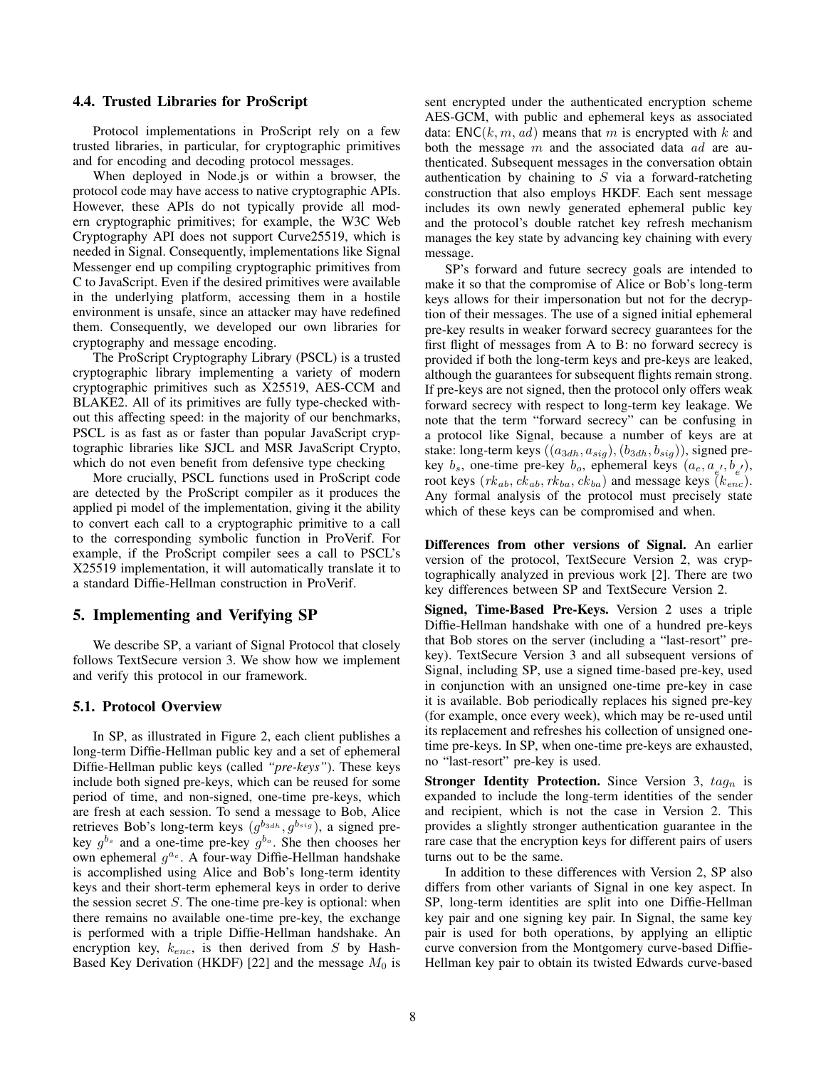### 4.4. Trusted Libraries for ProScript

Protocol implementations in ProScript rely on a few trusted libraries, in particular, for cryptographic primitives and for encoding and decoding protocol messages.

When deployed in Node.js or within a browser, the protocol code may have access to native cryptographic APIs. However, these APIs do not typically provide all modern cryptographic primitives; for example, the W3C Web Cryptography API does not support Curve25519, which is needed in Signal. Consequently, implementations like Signal Messenger end up compiling cryptographic primitives from C to JavaScript. Even if the desired primitives were available in the underlying platform, accessing them in a hostile environment is unsafe, since an attacker may have redefined them. Consequently, we developed our own libraries for cryptography and message encoding.

The ProScript Cryptography Library (PSCL) is a trusted cryptographic library implementing a variety of modern cryptographic primitives such as X25519, AES-CCM and BLAKE2. All of its primitives are fully type-checked without this affecting speed: in the majority of our benchmarks, PSCL is as fast as or faster than popular JavaScript cryptographic libraries like SJCL and MSR JavaScript Crypto, which do not even benefit from defensive type checking

More crucially, PSCL functions used in ProScript code are detected by the ProScript compiler as it produces the applied pi model of the implementation, giving it the ability to convert each call to a cryptographic primitive to a call to the corresponding symbolic function in ProVerif. For example, if the ProScript compiler sees a call to PSCL's X25519 implementation, it will automatically translate it to a standard Diffie-Hellman construction in ProVerif.

## 5. Implementing and Verifying SP

We describe SP, a variant of Signal Protocol that closely follows TextSecure version 3. We show how we implement and verify this protocol in our framework.

### 5.1. Protocol Overview

In SP, as illustrated in Figure 2, each client publishes a long-term Diffie-Hellman public key and a set of ephemeral Diffie-Hellman public keys (called *"pre-keys"*). These keys include both signed pre-keys, which can be reused for some period of time, and non-signed, one-time pre-keys, which are fresh at each session. To send a message to Bob, Alice retrieves Bob's long-term keys $(g^{b_{3dh}}, g^{b_{sig}})$, a signed pre-key $g^{b_s}$ and a one-time pre-key $g^{b_o}$. She then chooses her own ephemeral $g^{a_e}$. A four-way Diffie-Hellman handshake is accomplished using Alice and Bob's long-term identity keys and their short-term ephemeral keys in order to derive the session secret $S$. The one-time pre-key is optional: when there remains no available one-time pre-key, the exchange is performed with a triple Diffie-Hellman handshake. An encryption key, $k_{enc}$, is then derived from $S$ by Hash-Based Key Derivation (HKDF) [22] and the message $M_0$ is sent encrypted under the authenticated encryption scheme AES-GCM, with public and ephemeral keys as associated data: $\mathsf{ENC}(k, m, ad)$ means that $m$ is encrypted with $k$ and both the message $m$ and the associated data $ad$ are authenticated. Subsequent messages in the conversation obtain authentication by chaining to $S$ via a forward-ratcheting construction that also employs HKDF. Each sent message includes its own newly generated ephemeral public key and the protocol's double ratchet key refresh mechanism manages the key state by advancing key chaining with every message.

SP's forward and future secrecy goals are intended to make it so that the compromise of Alice or Bob's long-term keys allows for their impersonation but not for the decryption of their messages. The use of a signed initial ephemeral pre-key results in weaker forward secrecy guarantees for the first flight of messages from A to B: no forward secrecy is provided if both the long-term keys and pre-keys are leaked, although the guarantees for subsequent flights remain strong. If pre-keys are not signed, then the protocol only offers weak forward secrecy with respect to long-term key leakage. We note that the term "forward secrecy" can be confusing in a protocol like Signal, because a number of keys are at stake: long-term keys $((a_{3dh}, a_{sig}), (b_{3dh}, b_{sig}))$, signed pre-key $b_s$, one-time pre-key $b_o$, ephemeral keys $(a_e, a_{e'}, b_{e'})$, root keys $(rk_{ab}, ck_{ab}, rk_{ba}, ck_{ba})$ and message keys $(k_{enc})$. Any formal analysis of the protocol must precisely state which of these keys can be compromised and when.

**Differences from other versions of Signal.** An earlier version of the protocol, TextSecure Version 2, was cryptographically analyzed in previous work [2]. There are two key differences between SP and TextSecure Version 2.

**Signed, Time-Based Pre-Keys.** Version 2 uses a triple Diffie-Hellman handshake with one of a hundred pre-keys that Bob stores on the server (including a "last-resort" pre-key). TextSecure Version 3 and all subsequent versions of Signal, including SP, use a signed time-based pre-key, used in conjunction with an unsigned one-time pre-key in case it is available. Bob periodically replaces his signed pre-key (for example, once every week), which may be re-used until its replacement and refreshes his collection of unsigned one-time pre-keys. In SP, when one-time pre-keys are exhausted, no "last-resort" pre-key is used.

**Stronger Identity Protection.** Since Version 3, $tag_n$ is expanded to include the long-term identities of the sender and recipient, which is not the case in Version 2. This provides a slightly stronger authentication guarantee in the rare case that the encryption keys for different pairs of users turns out to be the same.

In addition to these differences with Version 2, SP also differs from other variants of Signal in one key aspect. In SP, long-term identities are split into one Diffie-Hellman key pair and one signing key pair. In Signal, the same key pair is used for both operations, by applying an elliptic curve conversion from the Montgomery curve-based Diffie-Hellman key pair to obtain its twisted Edwards curve-based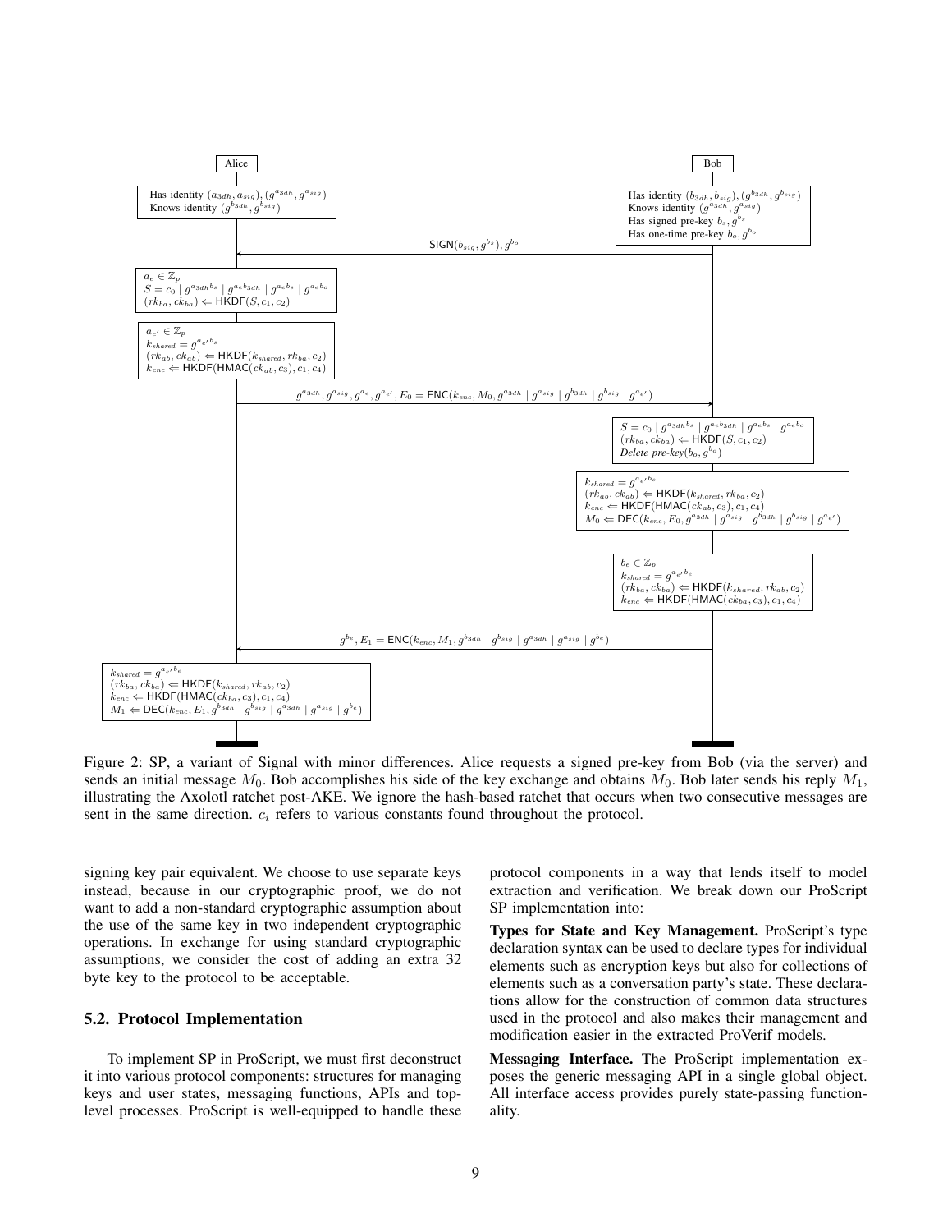Alice

Has identity $(a_{3dh}, a_{sig}), (g^{a_{3dh}}, g^{a_{sig}})$
Knows identity $(g^{b_{3dh}}, g^{b_{sig}})$

Bob

Has identity $(b_{3dh}, b_{sig}), (g^{b_{3dh}}, g^{b_{sig}})$
Knows identity $(g^{a_{3dh}}, g^{a_{sig}})$
Has signed pre-key $b_s, g^{b_s}$
Has one-time pre-key $b_o, g^{b_o}$

Bob → Alice: $\mathsf{SIGN}(b_{sig}, g^{b_s}), g^{b_o}$

Alice:

$a_e \in \mathbb{Z}_p$
$S = c_0 \mid g^{a_{3dh} b_s} \mid g^{a_e b_{3dh}} \mid g^{a_e b_s} \mid g^{a_e b_o}$
$(rk_{ba}, ck_{ba}) \Leftarrow \mathsf{HKDF}(S, c_1, c_2)$

$a_{e'} \in \mathbb{Z}_p$
$k_{shared} = g^{a_{e'} b_s}$
$(rk_{ab}, ck_{ab}) \Leftarrow \mathsf{HKDF}(k_{shared}, rk_{ba}, c_2)$
$k_{enc} \Leftarrow \mathsf{HKDF}(\mathsf{HMAC}(ck_{ab}, c_3), c_1, c_4)$

Alice → Bob: $g^{a_{3dh}}, g^{a_{sig}}, g^{a_e}, g^{a_{e'}}, E_0 = \mathsf{ENC}(k_{enc}, M_0, g^{a_{3dh}} \mid g^{a_{sig}} \mid g^{b_{3dh}} \mid g^{b_{sig}} \mid g^{a_{e'}})$

Bob:

$S = c_0 \mid g^{a_{3dh} b_s} \mid g^{a_e b_{3dh}} \mid g^{a_e b_s} \mid g^{a_e b_o}$
$(rk_{ba}, ck_{ba}) \Leftarrow \mathsf{HKDF}(S, c_1, c_2)$
*Delete pre-key*$(b_o, g^{b_o})$

$k_{shared} = g^{a_{e'} b_s}$
$(rk_{ab}, ck_{ab}) \Leftarrow \mathsf{HKDF}(k_{shared}, rk_{ba}, c_2)$
$k_{enc} \Leftarrow \mathsf{HKDF}(\mathsf{HMAC}(ck_{ab}, c_3), c_1, c_4)$
$M_0 \Leftarrow \mathsf{DEC}(k_{enc}, E_0, g^{a_{3dh}} \mid g^{a_{sig}} \mid g^{b_{3dh}} \mid g^{b_{sig}} \mid g^{a_{e'}})$

$b_e \in \mathbb{Z}_p$
$k_{shared} = g^{a_{e'} b_e}$
$(rk_{ba}, ck_{ba}) \Leftarrow \mathsf{HKDF}(k_{shared}, rk_{ab}, c_2)$
$k_{enc} \Leftarrow \mathsf{HKDF}(\mathsf{HMAC}(ck_{ba}, c_3), c_1, c_4)$

Bob → Alice: $g^{b_e}, E_1 = \mathsf{ENC}(k_{enc}, M_1, g^{b_{3dh}} \mid g^{b_{sig}} \mid g^{a_{3dh}} \mid g^{a_{sig}} \mid g^{b_e})$

Alice:

$k_{shared} = g^{a_{e'} b_e}$
$(rk_{ba}, ck_{ba}) \Leftarrow \mathsf{HKDF}(k_{shared}, rk_{ab}, c_2)$
$k_{enc} \Leftarrow \mathsf{HKDF}(\mathsf{HMAC}(ck_{ba}, c_3), c_1, c_4)$
$M_1 \Leftarrow \mathsf{DEC}(k_{enc}, E_1, g^{b_{3dh}} \mid g^{b_{sig}} \mid g^{a_{3dh}} \mid g^{a_{sig}} \mid g^{b_e})$

Figure 2: SP, a variant of Signal with minor differences. Alice requests a signed pre-key from Bob (via the server) and sends an initial message $M_0$. Bob accomplishes his side of the key exchange and obtains $M_0$. Bob later sends his reply $M_1$, illustrating the Axolotl ratchet post-AKE. We ignore the hash-based ratchet that occurs when two consecutive messages are sent in the same direction. $c_i$ refers to various constants found throughout the protocol.

signing key pair equivalent. We choose to use separate keys instead, because in our cryptographic proof, we do not want to add a non-standard cryptographic assumption about the use of the same key in two independent cryptographic operations. In exchange for using standard cryptographic assumptions, we consider the cost of adding an extra 32 byte key to the protocol to be acceptable.

## 5.2. Protocol Implementation

To implement SP in ProScript, we must first deconstruct it into various protocol components: structures for managing keys and user states, messaging functions, APIs and top-level processes. ProScript is well-equipped to handle these protocol components in a way that lends itself to model extraction and verification. We break down our ProScript SP implementation into:

**Types for State and Key Management.** ProScript's type declaration syntax can be used to declare types for individual elements such as encryption keys but also for collections of elements such as a conversation party's state. These declarations allow for the construction of common data structures used in the protocol and also makes their management and modification easier in the extracted ProVerif models.

**Messaging Interface.** The ProScript implementation exposes the generic messaging API in a single global object. All interface access provides purely state-passing functionality.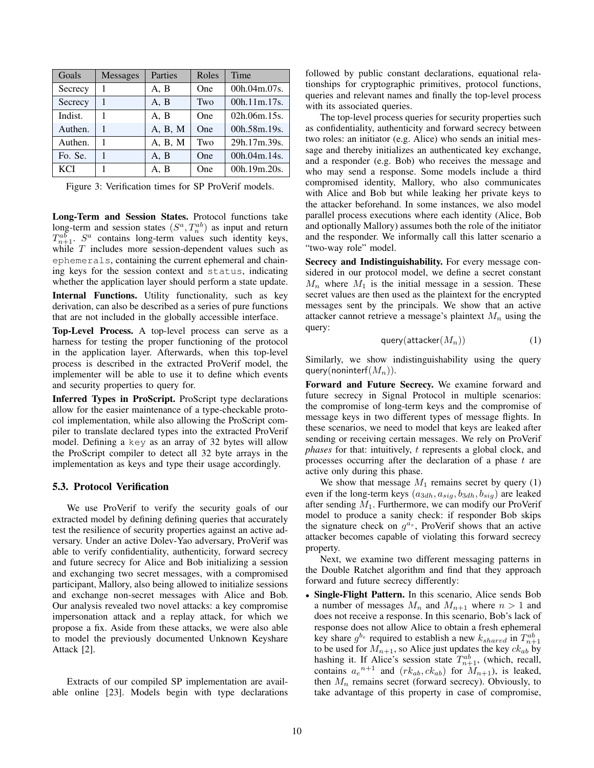| Goals | Messages | Parties | Roles | Time |
|---|---|---|---|---|
| Secrecy | 1 | A, B | One | 00h.04m.07s. |
| Secrecy | 1 | A, B | Two | 00h.11m.17s. |
| Indist. | 1 | A, B | One | 02h.06m.15s. |
| Authen. | 1 | A, B, M | One | 00h.58m.19s. |
| Authen. | 1 | A, B, M | Two | 29h.17m.39s. |
| Fo. Se. | 1 | A, B | One | 00h.04m.14s. |
| KCI | 1 | A, B | One | 00h.19m.20s. |

Figure 3: Verification times for SP ProVerif models.

**Long-Term and Session States.** Protocol functions take long-term and session states $(S^a, T^{ab}_n)$ as input and return $T^{ab}_{n+1}$. $S^a$ contains long-term values such identity keys, while $T$ includes more session-dependent values such as `ephemerals`, containing the current ephemeral and chaining keys for the session context and `status`, indicating whether the application layer should perform a state update.

**Internal Functions.** Utility functionality, such as key derivation, can also be described as a series of pure functions that are not included in the globally accessible interface.

**Top-Level Process.** A top-level process can serve as a harness for testing the proper functioning of the protocol in the application layer. Afterwards, when this top-level process is described in the extracted ProVerif model, the implementer will be able to use it to define which events and security properties to query for.

**Inferred Types in ProScript.** ProScript type declarations allow for the easier maintenance of a type-checkable protocol implementation, while also allowing the ProScript compiler to translate declared types into the extracted ProVerif model. Defining a `key` as an array of 32 bytes will allow the ProScript compiler to detect all 32 byte arrays in the implementation as keys and type their usage accordingly.

### 5.3. Protocol Verification

We use ProVerif to verify the security goals of our extracted model by defining defining queries that accurately test the resilience of security properties against an active adversary. Under an active Dolev-Yao adversary, ProVerif was able to verify confidentiality, authenticity, forward secrecy and future secrecy for Alice and Bob initializing a session and exchanging two secret messages, with a compromised participant, Mallory, also being allowed to initialize sessions and exchange non-secret messages with Alice and Bob. Our analysis revealed two novel attacks: a key compromise impersonation attack and a replay attack, for which we propose a fix. Aside from these attacks, we were also able to model the previously documented Unknown Keyshare Attack [2].

Extracts of our compiled SP implementation are available online [23]. Models begin with type declarations followed by public constant declarations, equational relationships for cryptographic primitives, protocol functions, queries and relevant names and finally the top-level process with its associated queries.

The top-level process queries for security properties such as confidentiality, authenticity and forward secrecy between two roles: an initiator (e.g. Alice) who sends an initial message and thereby initializes an authenticated key exchange, and a responder (e.g. Bob) who receives the message and who may send a response. Some models include a third compromised identity, Mallory, who also communicates with Alice and Bob but while leaking her private keys to the attacker beforehand. In some instances, we also model parallel process executions where each identity (Alice, Bob and optionally Mallory) assumes both the role of the initiator and the responder. We informally call this latter scenario a "two-way role" model.

**Secrecy and Indistinguishability.** For every message considered in our protocol model, we define a secret constant $M_n$ where $M_1$ is the initial message in a session. These secret values are then used as the plaintext for the encrypted messages sent by the principals. We show that an active attacker cannot retrieve a message's plaintext $M_n$ using the query:

$$\mathsf{query}(\mathsf{attacker}(M_n)) \tag{1}$$

Similarly, we show indistinguishability using the query $\mathsf{query}(\mathsf{noninterf}(M_n))$.

**Forward and Future Secrecy.** We examine forward and future secrecy in Signal Protocol in multiple scenarios: the compromise of long-term keys and the compromise of message keys in two different types of message flights. In these scenarios, we need to model that keys are leaked after sending or receiving certain messages. We rely on ProVerif *phases* for that: intuitively, $t$ represents a global clock, and processes occurring after the declaration of a phase $t$ are active only during this phase.

We show that message $M_1$ remains secret by query (1) even if the long-term keys $(a_{3dh}, a_{sig}, b_{3dh}, b_{sig})$ are leaked after sending $M_1$. Furthermore, we can modify our ProVerif model to produce a sanity check: if responder Bob skips the signature check on $g^{a_s}$, ProVerif shows that an active attacker becomes capable of violating this forward secrecy property.

Next, we examine two different messaging patterns in the Double Ratchet algorithm and find that they approach forward and future secrecy differently:

- **Single-Flight Pattern.** In this scenario, Alice sends Bob a number of messages $M_n$ and $M_{n+1}$ where $n > 1$ and does not receive a response. In this scenario, Bob's lack of response does not allow Alice to obtain a fresh ephemeral key share $g^{b_e}$ required to establish a new $k_{shared}$ in $T^{ab}_{n+1}$ to be used for $M_{n+1}$, so Alice just updates the key $ck_{ab}$ by hashing it. If Alice's session state $T^{ab}_{n+1}$, (which, recall, contains ${a_e}^{n+1}$ and $(rk_{ab}, ck_{ab})$ for $M_{n+1}$), is leaked, then $M_n$ remains secret (forward secrecy). Obviously, to take advantage of this property in case of compromise,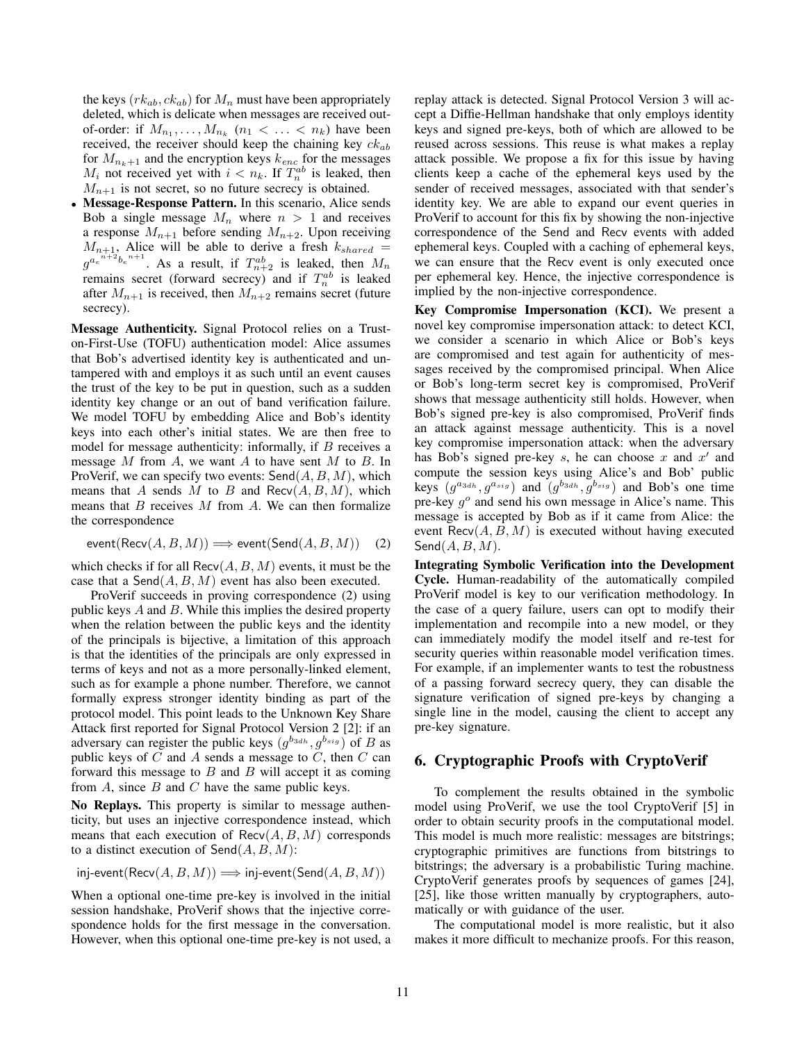the keys $(rk_{ab}, ck_{ab})$ for $M_n$ must have been appropriately deleted, which is delicate when messages are received out-of-order: if $M_{n_1}, \ldots, M_{n_k}$ $(n_1 < \ldots < n_k)$ have been received, the receiver should keep the chaining key $ck_{ab}$ for $M_{n_k+1}$ and the encryption keys $k_{enc}$ for the messages $M_i$ not received yet with $i < n_k$. If $T_n^{ab}$ is leaked, then $M_{n+1}$ is not secret, so no future secrecy is obtained.

- **Message-Response Pattern.** In this scenario, Alice sends Bob a single message $M_n$ where $n > 1$ and receives a response $M_{n+1}$ before sending $M_{n+2}$. Upon receiving $M_{n+1}$, Alice will be able to derive a fresh $k_{shared} = g^{a_e{}^{n+2} b_e{}^{n+1}}$. As a result, if $T_{n+2}^{ab}$ is leaked, then $M_n$ remains secret (forward secrecy) and if $T_n^{ab}$ is leaked after $M_{n+1}$ is received, then $M_{n+2}$ remains secret (future secrecy).

**Message Authenticity.** Signal Protocol relies on a Trust-on-First-Use (TOFU) authentication model: Alice assumes that Bob's advertised identity key is authenticated and untampered with and employs it as such until an event causes the trust of the key to be put in question, such as a sudden identity key change or an out of band verification failure. We model TOFU by embedding Alice and Bob's identity keys into each other's initial states. We are then free to model for message authenticity: informally, if $B$ receives a message $M$ from $A$, we want $A$ to have sent $M$ to $B$. In ProVerif, we can specify two events: $\mathsf{Send}(A, B, M)$, which means that $A$ sends $M$ to $B$ and $\mathsf{Recv}(A, B, M)$, which means that $B$ receives $M$ from $A$. We can then formalize the correspondence

$$\mathsf{event}(\mathsf{Recv}(A, B, M)) \Longrightarrow \mathsf{event}(\mathsf{Send}(A, B, M)) \quad (2)$$

which checks if for all $\mathsf{Recv}(A, B, M)$ events, it must be the case that a $\mathsf{Send}(A, B, M)$ event has also been executed.

ProVerif succeeds in proving correspondence (2) using public keys $A$ and $B$. While this implies the desired property when the relation between the public keys and the identity of the principals is bijective, a limitation of this approach is that the identities of the principals are only expressed in terms of keys and not as a more personally-linked element, such as for example a phone number. Therefore, we cannot formally express stronger identity binding as part of the protocol model. This point leads to the Unknown Key Share Attack first reported for Signal Protocol Version 2 [2]: if an adversary can register the public keys $(g^{b_{3dh}}, g^{b_{sig}})$ of $B$ as public keys of $C$ and $A$ sends a message to $C$, then $C$ can forward this message to $B$ and $B$ will accept it as coming from $A$, since $B$ and $C$ have the same public keys.

**No Replays.** This property is similar to message authenticity, but uses an injective correspondence instead, which means that each execution of $\mathsf{Recv}(A, B, M)$ corresponds to a distinct execution of $\mathsf{Send}(A, B, M)$:

$$\mathsf{inj\text{-}event}(\mathsf{Recv}(A, B, M)) \Longrightarrow \mathsf{inj\text{-}event}(\mathsf{Send}(A, B, M))$$

When a optional one-time pre-key is involved in the initial session handshake, ProVerif shows that the injective correspondence holds for the first message in the conversation. However, when this optional one-time pre-key is not used, a replay attack is detected. Signal Protocol Version 3 will accept a Diffie-Hellman handshake that only employs identity keys and signed pre-keys, both of which are allowed to be reused across sessions. This reuse is what makes a replay attack possible. We propose a fix for this issue by having clients keep a cache of the ephemeral keys used by the sender of received messages, associated with that sender's identity key. We are able to expand our event queries in ProVerif to account for this fix by showing the non-injective correspondence of the $\mathsf{Send}$ and $\mathsf{Recv}$ events with added ephemeral keys. Coupled with a caching of ephemeral keys, we can ensure that the $\mathsf{Recv}$ event is only executed once per ephemeral key. Hence, the injective correspondence is implied by the non-injective correspondence.

**Key Compromise Impersonation (KCI).** We present a novel key compromise impersonation attack: to detect KCI, we consider a scenario in which Alice or Bob's keys are compromised and test again for authenticity of messages received by the compromised principal. When Alice or Bob's long-term secret key is compromised, ProVerif shows that message authenticity still holds. However, when Bob's signed pre-key is also compromised, ProVerif finds an attack against message authenticity. This is a novel key compromise impersonation attack: when the adversary has Bob's signed pre-key $s$, he can choose $x$ and $x'$ and compute the session keys using Alice's and Bob' public keys $(g^{a_{3dh}}, g^{a_{sig}})$ and $(g^{b_{3dh}}, g^{b_{sig}})$ and Bob's one time pre-key $g^o$ and send his own message in Alice's name. This message is accepted by Bob as if it came from Alice: the event $\mathsf{Recv}(A, B, M)$ is executed without having executed $\mathsf{Send}(A, B, M)$.

**Integrating Symbolic Verification into the Development Cycle.** Human-readability of the automatically compiled ProVerif model is key to our verification methodology. In the case of a query failure, users can opt to modify their implementation and recompile into a new model, or they can immediately modify the model itself and re-test for security queries within reasonable model verification times. For example, if an implementer wants to test the robustness of a passing forward secrecy query, they can disable the signature verification of signed pre-keys by changing a single line in the model, causing the client to accept any pre-key signature.

## 6. Cryptographic Proofs with CryptoVerif

To complement the results obtained in the symbolic model using ProVerif, we use the tool CryptoVerif [5] in order to obtain security proofs in the computational model. This model is much more realistic: messages are bitstrings; cryptographic primitives are functions from bitstrings to bitstrings; the adversary is a probabilistic Turing machine. CryptoVerif generates proofs by sequences of games [24], [25], like those written manually by cryptographers, automatically or with guidance of the user.

The computational model is more realistic, but it also makes it more difficult to mechanize proofs. For this reason,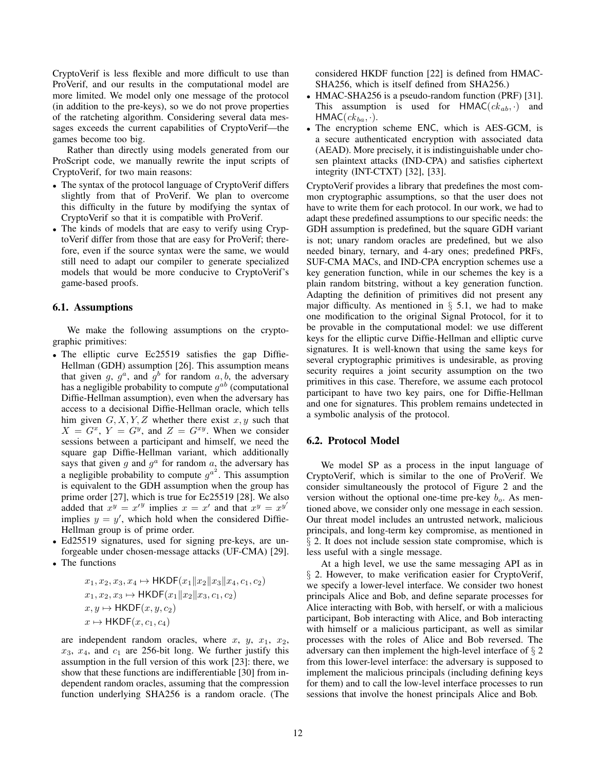CryptoVerif is less flexible and more difficult to use than ProVerif, and our results in the computational model are more limited. We model only one message of the protocol (in addition to the pre-keys), so we do not prove properties of the ratcheting algorithm. Considering several data messages exceeds the current capabilities of CryptoVerif—the games become too big.

Rather than directly using models generated from our ProScript code, we manually rewrite the input scripts of CryptoVerif, for two main reasons:

- The syntax of the protocol language of CryptoVerif differs slightly from that of ProVerif. We plan to overcome this difficulty in the future by modifying the syntax of CryptoVerif so that it is compatible with ProVerif.
- The kinds of models that are easy to verify using CryptoVerif differ from those that are easy for ProVerif; therefore, even if the source syntax were the same, we would still need to adapt our compiler to generate specialized models that would be more conducive to CryptoVerif's game-based proofs.

### 6.1. Assumptions

We make the following assumptions on the cryptographic primitives:

- The elliptic curve Ec25519 satisfies the gap Diffie-Hellman (GDH) assumption [26]. This assumption means that given $g$, $g^a$, and $g^b$ for random $a, b$, the adversary has a negligible probability to compute $g^{ab}$ (computational Diffie-Hellman assumption), even when the adversary has access to a decisional Diffie-Hellman oracle, which tells him given $G, X, Y, Z$ whether there exist $x, y$ such that $X = G^x$, $Y = G^y$, and $Z = G^{xy}$. When we consider sessions between a participant and himself, we need the square gap Diffie-Hellman variant, which additionally says that given $g$ and $g^a$ for random $a$, the adversary has a negligible probability to compute $g^{a^2}$. This assumption is equivalent to the GDH assumption when the group has prime order [27], which is true for Ec25519 [28]. We also added that $x^y = x'^y$ implies $x = x'$ and that $x^y = x^{y'}$ implies $y = y'$, which hold when the considered Diffie-Hellman group is of prime order.
- Ed25519 signatures, used for signing pre-keys, are unforgeable under chosen-message attacks (UF-CMA) [29].
- The functions

$$x_1, x_2, x_3, x_4 \mapsto \mathsf{HKDF}(x_1 \| x_2 \| x_3 \| x_4, c_1, c_2)$$
$$x_1, x_2, x_3 \mapsto \mathsf{HKDF}(x_1 \| x_2 \| x_3, c_1, c_2)$$
$$x, y \mapsto \mathsf{HKDF}(x, y, c_2)$$
$$x \mapsto \mathsf{HKDF}(x, c_1, c_4)$$

  are independent random oracles, where $x$, $y$, $x_1$, $x_2$, $x_3$, $x_4$, and $c_1$ are 256-bit long. We further justify this assumption in the full version of this work [23]: there, we show that these functions are indifferentiable [30] from independent random oracles, assuming that the compression function underlying SHA256 is a random oracle. (The considered HKDF function [22] is defined from HMAC-SHA256, which is itself defined from SHA256.)
- HMAC-SHA256 is a pseudo-random function (PRF) [31]. This assumption is used for $\mathsf{HMAC}(ck_{ab}, \cdot)$ and $\mathsf{HMAC}(ck_{ba}, \cdot)$.
- The encryption scheme ENC, which is AES-GCM, is a secure authenticated encryption with associated data (AEAD). More precisely, it is indistinguishable under chosen plaintext attacks (IND-CPA) and satisfies ciphertext integrity (INT-CTXT) [32], [33].

CryptoVerif provides a library that predefines the most common cryptographic assumptions, so that the user does not have to write them for each protocol. In our work, we had to adapt these predefined assumptions to our specific needs: the GDH assumption is predefined, but the square GDH variant is not; unary random oracles are predefined, but we also needed binary, ternary, and 4-ary ones; predefined PRFs, SUF-CMA MACs, and IND-CPA encryption schemes use a key generation function, while in our schemes the key is a plain random bitstring, without a key generation function. Adapting the definition of primitives did not present any major difficulty. As mentioned in § 5.1, we had to make one modification to the original Signal Protocol, for it to be provable in the computational model: we use different keys for the elliptic curve Diffie-Hellman and elliptic curve signatures. It is well-known that using the same keys for several cryptographic primitives is undesirable, as proving security requires a joint security assumption on the two primitives in this case. Therefore, we assume each protocol participant to have two key pairs, one for Diffie-Hellman and one for signatures. This problem remains undetected in a symbolic analysis of the protocol.

### 6.2. Protocol Model

We model SP as a process in the input language of CryptoVerif, which is similar to the one of ProVerif. We consider simultaneously the protocol of Figure 2 and the version without the optional one-time pre-key $b_o$. As mentioned above, we consider only one message in each session. Our threat model includes an untrusted network, malicious principals, and long-term key compromise, as mentioned in § 2. It does not include session state compromise, which is less useful with a single message.

At a high level, we use the same messaging API as in § 2. However, to make verification easier for CryptoVerif, we specify a lower-level interface. We consider two honest principals Alice and Bob, and define separate processes for Alice interacting with Bob, with herself, or with a malicious participant, Bob interacting with Alice, and Bob interacting with himself or a malicious participant, as well as similar processes with the roles of Alice and Bob reversed. The adversary can then implement the high-level interface of § 2 from this lower-level interface: the adversary is supposed to implement the malicious principals (including defining keys for them) and to call the low-level interface processes to run sessions that involve the honest principals Alice and Bob.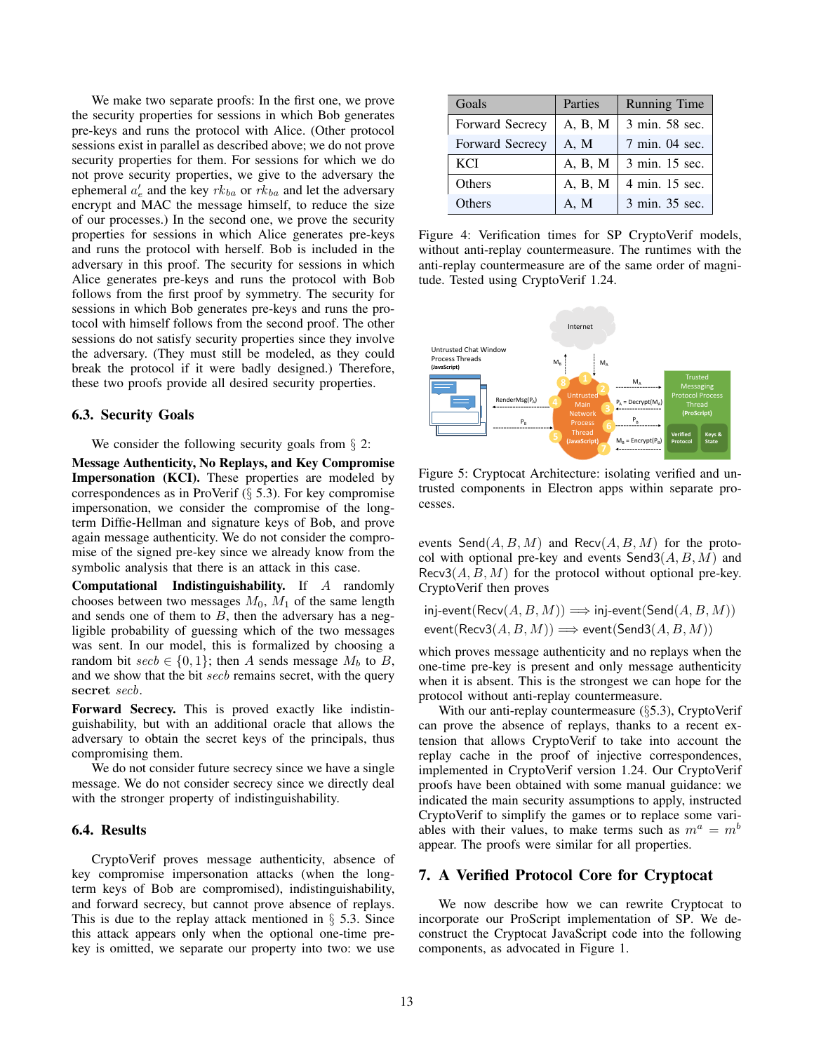We make two separate proofs: In the first one, we prove the security properties for sessions in which Bob generates pre-keys and runs the protocol with Alice. (Other protocol sessions exist in parallel as described above; we do not prove security properties for them. For sessions for which we do not prove security properties, we give to the adversary the ephemeral $a'_e$ and the key $rk_{ba}$ or $rk_{ba}$ and let the adversary encrypt and MAC the message himself, to reduce the size of our processes.) In the second one, we prove the security properties for sessions in which Alice generates pre-keys and runs the protocol with herself. Bob is included in the adversary in this proof. The security for sessions in which Alice generates pre-keys and runs the protocol with Bob follows from the first proof by symmetry. The security for sessions in which Bob generates pre-keys and runs the protocol with himself follows from the second proof. The other sessions do not satisfy security properties since they involve the adversary. (They must still be modeled, as they could break the protocol if it were badly designed.) Therefore, these two proofs provide all desired security properties.

### 6.3. Security Goals

We consider the following security goals from § 2:

**Message Authenticity, No Replays, and Key Compromise Impersonation (KCI).** These properties are modeled by correspondences as in ProVerif (§ 5.3). For key compromise impersonation, we consider the compromise of the long-term Diffie-Hellman and signature keys of Bob, and prove again message authenticity. We do not consider the compromise of the signed pre-key since we already know from the symbolic analysis that there is an attack in this case.

**Computational Indistinguishability.** If $A$ randomly chooses between two messages $M_0$, $M_1$ of the same length and sends one of them to $B$, then the adversary has a negligible probability of guessing which of the two messages was sent. In our model, this is formalized by choosing a random bit $secb \in \{0, 1\}$; then $A$ sends message $M_b$ to $B$, and we show that the bit $secb$ remains secret, with the query **secret** $secb$.

**Forward Secrecy.** This is proved exactly like indistinguishability, but with an additional oracle that allows the adversary to obtain the secret keys of the principals, thus compromising them.

We do not consider future secrecy since we have a single message. We do not consider secrecy since we directly deal with the stronger property of indistinguishability.

### 6.4. Results

CryptoVerif proves message authenticity, absence of key compromise impersonation attacks (when the long-term keys of Bob are compromised), indistinguishability, and forward secrecy, but cannot prove absence of replays. This is due to the replay attack mentioned in § 5.3. Since this attack appears only when the optional one-time pre-key is omitted, we separate our property into two: we use events $\mathsf{Send}(A, B, M)$ and $\mathsf{Recv}(A, B, M)$ for the protocol with optional pre-key and events $\mathsf{Send3}(A, B, M)$ and $\mathsf{Recv3}(A, B, M)$ for the protocol without optional pre-key. CryptoVerif then proves

$$\mathsf{inj\text{-}event}(\mathsf{Recv}(A, B, M)) \implies \mathsf{inj\text{-}event}(\mathsf{Send}(A, B, M))$$
$$\mathsf{event}(\mathsf{Recv3}(A, B, M)) \implies \mathsf{event}(\mathsf{Send3}(A, B, M))$$

which proves message authenticity and no replays when the one-time pre-key is present and only message authenticity when it is absent. This is the strongest we can hope for the protocol without anti-replay countermeasure.

With our anti-replay countermeasure (§5.3), CryptoVerif can prove the absence of replays, thanks to a recent extension that allows CryptoVerif to take into account the replay cache in the proof of injective correspondences, implemented in CryptoVerif version 1.24. Our CryptoVerif proofs have been obtained with some manual guidance: we indicated the main security assumptions to apply, instructed CryptoVerif to simplify the games or to replace some variables with their values, to make terms such as $m^a = m^b$ appear. The proofs were similar for all properties.

| Goals | Parties | Running Time |
|---|---|---|
| Forward Secrecy | A, B, M | 3 min. 58 sec. |
| Forward Secrecy | A, M | 7 min. 04 sec. |
| KCI | A, B, M | 3 min. 15 sec. |
| Others | A, B, M | 4 min. 15 sec. |
| Others | A, M | 3 min. 35 sec. |

Figure 4: Verification times for SP CryptoVerif models, without anti-replay countermeasure. The runtimes with the anti-replay countermeasure are of the same order of magnitude. Tested using CryptoVerif 1.24.

Figure 5: Cryptocat Architecture: isolating verified and untrusted components in Electron apps within separate processes.

## 7. A Verified Protocol Core for Cryptocat

We now describe how we can rewrite Cryptocat to incorporate our ProScript implementation of SP. We deconstruct the Cryptocat JavaScript code into the following components, as advocated in Figure 1.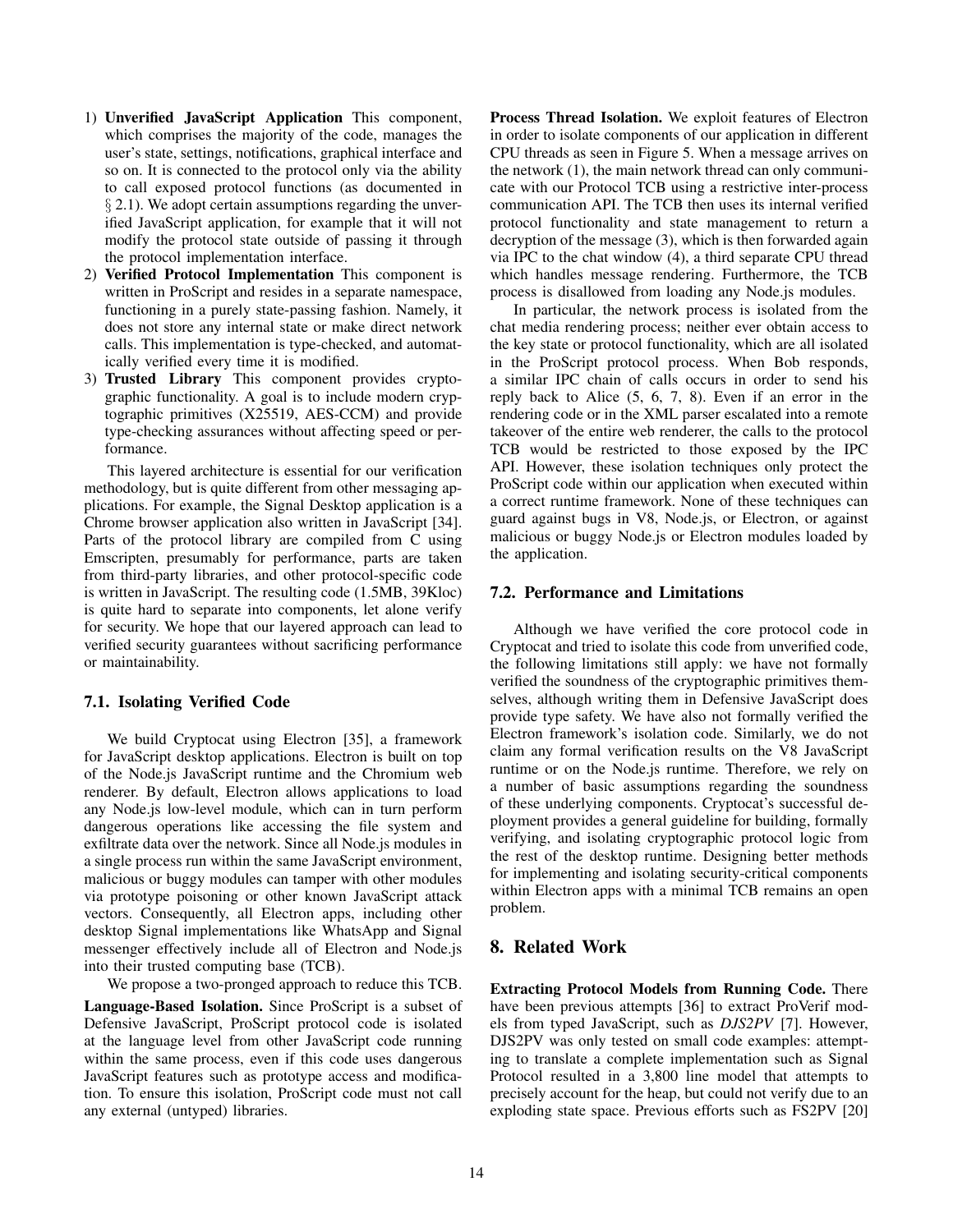1) **Unverified JavaScript Application** This component, which comprises the majority of the code, manages the user's state, settings, notifications, graphical interface and so on. It is connected to the protocol only via the ability to call exposed protocol functions (as documented in § 2.1). We adopt certain assumptions regarding the unverified JavaScript application, for example that it will not modify the protocol state outside of passing it through the protocol implementation interface.
2) **Verified Protocol Implementation** This component is written in ProScript and resides in a separate namespace, functioning in a purely state-passing fashion. Namely, it does not store any internal state or make direct network calls. This implementation is type-checked, and automatically verified every time it is modified.
3) **Trusted Library** This component provides cryptographic functionality. A goal is to include modern cryptographic primitives (X25519, AES-CCM) and provide type-checking assurances without affecting speed or performance.

This layered architecture is essential for our verification methodology, but is quite different from other messaging applications. For example, the Signal Desktop application is a Chrome browser application also written in JavaScript [34]. Parts of the protocol library are compiled from C using Emscripten, presumably for performance, parts are taken from third-party libraries, and other protocol-specific code is written in JavaScript. The resulting code (1.5MB, 39Kloc) is quite hard to separate into components, let alone verify for security. We hope that our layered approach can lead to verified security guarantees without sacrificing performance or maintainability.

### 7.1. Isolating Verified Code

We build Cryptocat using Electron [35], a framework for JavaScript desktop applications. Electron is built on top of the Node.js JavaScript runtime and the Chromium web renderer. By default, Electron allows applications to load any Node.js low-level module, which can in turn perform dangerous operations like accessing the file system and exfiltrate data over the network. Since all Node.js modules in a single process run within the same JavaScript environment, malicious or buggy modules can tamper with other modules via prototype poisoning or other known JavaScript attack vectors. Consequently, all Electron apps, including other desktop Signal implementations like WhatsApp and Signal messenger effectively include all of Electron and Node.js into their trusted computing base (TCB).

We propose a two-pronged approach to reduce this TCB.

**Language-Based Isolation.** Since ProScript is a subset of Defensive JavaScript, ProScript protocol code is isolated at the language level from other JavaScript code running within the same process, even if this code uses dangerous JavaScript features such as prototype access and modification. To ensure this isolation, ProScript code must not call any external (untyped) libraries.

**Process Thread Isolation.** We exploit features of Electron in order to isolate components of our application in different CPU threads as seen in Figure 5. When a message arrives on the network (1), the main network thread can only communicate with our Protocol TCB using a restrictive inter-process communication API. The TCB then uses its internal verified protocol functionality and state management to return a decryption of the message (3), which is then forwarded again via IPC to the chat window (4), a third separate CPU thread which handles message rendering. Furthermore, the TCB process is disallowed from loading any Node.js modules.

In particular, the network process is isolated from the chat media rendering process; neither ever obtain access to the key state or protocol functionality, which are all isolated in the ProScript protocol process. When Bob responds, a similar IPC chain of calls occurs in order to send his reply back to Alice (5, 6, 7, 8). Even if an error in the rendering code or in the XML parser escalated into a remote takeover of the entire web renderer, the calls to the protocol TCB would be restricted to those exposed by the IPC API. However, these isolation techniques only protect the ProScript code within our application when executed within a correct runtime framework. None of these techniques can guard against bugs in V8, Node.js, or Electron, or against malicious or buggy Node.js or Electron modules loaded by the application.

### 7.2. Performance and Limitations

Although we have verified the core protocol code in Cryptocat and tried to isolate this code from unverified code, the following limitations still apply: we have not formally verified the soundness of the cryptographic primitives themselves, although writing them in Defensive JavaScript does provide type safety. We have also not formally verified the Electron framework's isolation code. Similarly, we do not claim any formal verification results on the V8 JavaScript runtime or on the Node.js runtime. Therefore, we rely on a number of basic assumptions regarding the soundness of these underlying components. Cryptocat's successful deployment provides a general guideline for building, formally verifying, and isolating cryptographic protocol logic from the rest of the desktop runtime. Designing better methods for implementing and isolating security-critical components within Electron apps with a minimal TCB remains an open problem.

## 8. Related Work

**Extracting Protocol Models from Running Code.** There have been previous attempts [36] to extract ProVerif models from typed JavaScript, such as *DJS2PV* [7]. However, DJS2PV was only tested on small code examples: attempting to translate a complete implementation such as Signal Protocol resulted in a 3,800 line model that attempts to precisely account for the heap, but could not verify due to an exploding state space. Previous efforts such as FS2PV [20]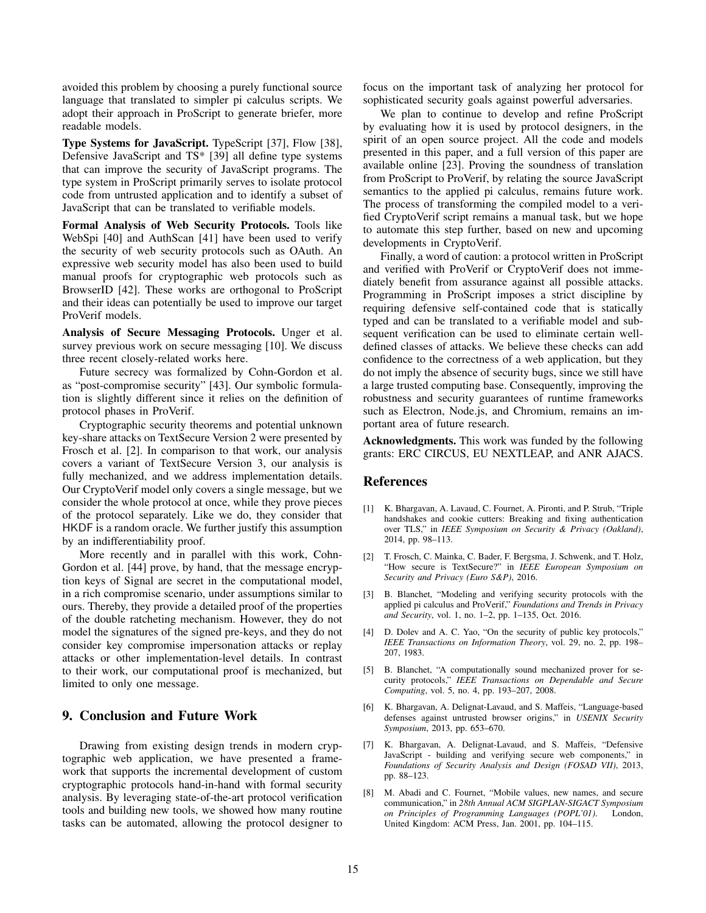avoided this problem by choosing a purely functional source language that translated to simpler pi calculus scripts. We adopt their approach in ProScript to generate briefer, more readable models.

**Type Systems for JavaScript.** TypeScript [37], Flow [38], Defensive JavaScript and TS* [39] all define type systems that can improve the security of JavaScript programs. The type system in ProScript primarily serves to isolate protocol code from untrusted application and to identify a subset of JavaScript that can be translated to verifiable models.

**Formal Analysis of Web Security Protocols.** Tools like WebSpi [40] and AuthScan [41] have been used to verify the security of web security protocols such as OAuth. An expressive web security model has also been used to build manual proofs for cryptographic web protocols such as BrowserID [42]. These works are orthogonal to ProScript and their ideas can potentially be used to improve our target ProVerif models.

**Analysis of Secure Messaging Protocols.** Unger et al. survey previous work on secure messaging [10]. We discuss three recent closely-related works here.

Future secrecy was formalized by Cohn-Gordon et al. as "post-compromise security" [43]. Our symbolic formulation is slightly different since it relies on the definition of protocol phases in ProVerif.

Cryptographic security theorems and potential unknown key-share attacks on TextSecure Version 2 were presented by Frosch et al. [2]. In comparison to that work, our analysis covers a variant of TextSecure Version 3, our analysis is fully mechanized, and we address implementation details. Our CryptoVerif model only covers a single message, but we consider the whole protocol at once, while they prove pieces of the protocol separately. Like we do, they consider that HKDF is a random oracle. We further justify this assumption by an indifferentiability proof.

More recently and in parallel with this work, Cohn-Gordon et al. [44] prove, by hand, that the message encryption keys of Signal are secret in the computational model, in a rich compromise scenario, under assumptions similar to ours. Thereby, they provide a detailed proof of the properties of the double ratcheting mechanism. However, they do not model the signatures of the signed pre-keys, and they do not consider key compromise impersonation attacks or replay attacks or other implementation-level details. In contrast to their work, our computational proof is mechanized, but limited to only one message.

## 9. Conclusion and Future Work

Drawing from existing design trends in modern cryptographic web application, we have presented a framework that supports the incremental development of custom cryptographic protocols hand-in-hand with formal security analysis. By leveraging state-of-the-art protocol verification tools and building new tools, we showed how many routine tasks can be automated, allowing the protocol designer to focus on the important task of analyzing her protocol for sophisticated security goals against powerful adversaries.

We plan to continue to develop and refine ProScript by evaluating how it is used by protocol designers, in the spirit of an open source project. All the code and models presented in this paper, and a full version of this paper are available online [23]. Proving the soundness of translation from ProScript to ProVerif, by relating the source JavaScript semantics to the applied pi calculus, remains future work. The process of transforming the compiled model to a verified CryptoVerif script remains a manual task, but we hope to automate this step further, based on new and upcoming developments in CryptoVerif.

Finally, a word of caution: a protocol written in ProScript and verified with ProVerif or CryptoVerif does not immediately benefit from assurance against all possible attacks. Programming in ProScript imposes a strict discipline by requiring defensive self-contained code that is statically typed and can be translated to a verifiable model and subsequent verification can be used to eliminate certain well-defined classes of attacks. We believe these checks can add confidence to the correctness of a web application, but they do not imply the absence of security bugs, since we still have a large trusted computing base. Consequently, improving the robustness and security guarantees of runtime frameworks such as Electron, Node.js, and Chromium, remains an important area of future research.

**Acknowledgments.** This work was funded by the following grants: ERC CIRCUS, EU NEXTLEAP, and ANR AJACS.

## References

[1] K. Bhargavan, A. Lavaud, C. Fournet, A. Pironti, and P. Strub, "Triple handshakes and cookie cutters: Breaking and fixing authentication over TLS," in *IEEE Symposium on Security & Privacy (Oakland)*, 2014, pp. 98–113.

[2] T. Frosch, C. Mainka, C. Bader, F. Bergsma, J. Schwenk, and T. Holz, "How secure is TextSecure?" in *IEEE European Symposium on Security and Privacy (Euro S&P)*, 2016.

[3] B. Blanchet, "Modeling and verifying security protocols with the applied pi calculus and ProVerif," *Foundations and Trends in Privacy and Security*, vol. 1, no. 1–2, pp. 1–135, Oct. 2016.

[4] D. Dolev and A. C. Yao, "On the security of public key protocols," *IEEE Transactions on Information Theory*, vol. 29, no. 2, pp. 198–207, 1983.

[5] B. Blanchet, "A computationally sound mechanized prover for security protocols," *IEEE Transactions on Dependable and Secure Computing*, vol. 5, no. 4, pp. 193–207, 2008.

[6] K. Bhargavan, A. Delignat-Lavaud, and S. Maffeis, "Language-based defenses against untrusted browser origins," in *USENIX Security Symposium*, 2013, pp. 653–670.

[7] K. Bhargavan, A. Delignat-Lavaud, and S. Maffeis, "Defensive JavaScript - building and verifying secure web components," in *Foundations of Security Analysis and Design (FOSAD VII)*, 2013, pp. 88–123.

[8] M. Abadi and C. Fournet, "Mobile values, new names, and secure communication," in *28th Annual ACM SIGPLAN-SIGACT Symposium on Principles of Programming Languages (POPL'01)*. London, United Kingdom: ACM Press, Jan. 2001, pp. 104–115.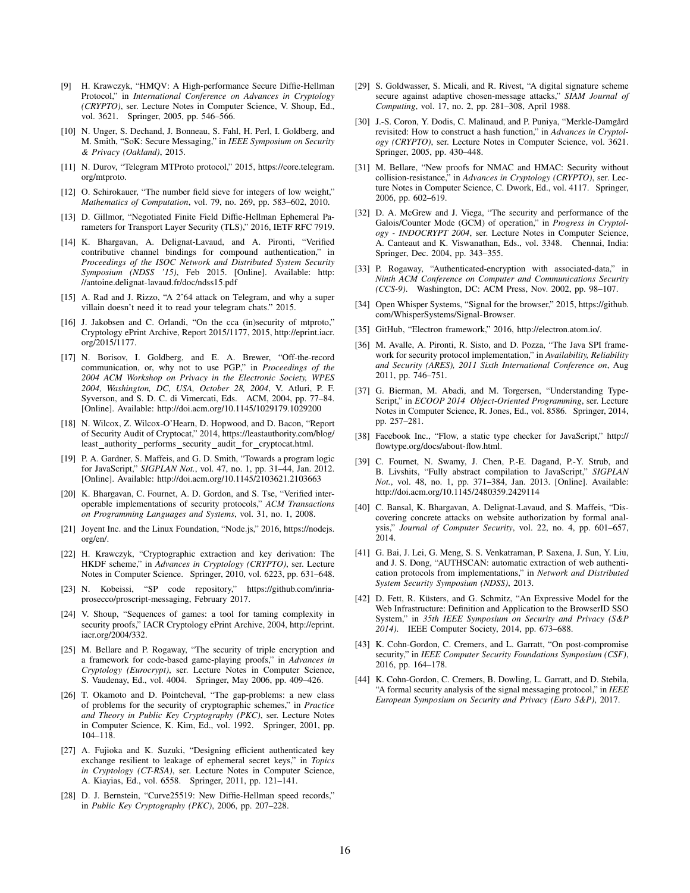[9] H. Krawczyk, "HMQV: A High-performance Secure Diffie-Hellman Protocol," in *International Conference on Advances in Cryptology (CRYPTO)*, ser. Lecture Notes in Computer Science, V. Shoup, Ed., vol. 3621. Springer, 2005, pp. 546–566.

[10] N. Unger, S. Dechand, J. Bonneau, S. Fahl, H. Perl, I. Goldberg, and M. Smith, "SoK: Secure Messaging," in *IEEE Symposium on Security & Privacy (Oakland)*, 2015.

[11] N. Durov, "Telegram MTProto protocol," 2015, https://core.telegram.org/mtproto.

[12] O. Schirokauer, "The number field sieve for integers of low weight," *Mathematics of Computation*, vol. 79, no. 269, pp. 583–602, 2010.

[13] D. Gillmor, "Negotiated Finite Field Diffie-Hellman Ephemeral Parameters for Transport Layer Security (TLS)," 2016, IETF RFC 7919.

[14] K. Bhargavan, A. Delignat-Lavaud, and A. Pironti, "Verified contributive channel bindings for compound authentication," in *Proceedings of the ISOC Network and Distributed System Security Symposium (NDSS '15)*, Feb 2015. [Online]. Available: http://antoine.delignat-lavaud.fr/doc/ndss15.pdf

[15] A. Rad and J. Rizzo, "A 2^64 attack on Telegram, and why a super villain doesn't need it to read your telegram chats." 2015.

[16] J. Jakobsen and C. Orlandi, "On the cca (in)security of mtproto," Cryptology ePrint Archive, Report 2015/1177, 2015, http://eprint.iacr.org/2015/1177.

[17] N. Borisov, I. Goldberg, and E. A. Brewer, "Off-the-record communication, or, why not to use PGP," in *Proceedings of the 2004 ACM Workshop on Privacy in the Electronic Society, WPES 2004, Washington, DC, USA, October 28, 2004*, V. Atluri, P. F. Syverson, and S. D. C. di Vimercati, Eds. ACM, 2004, pp. 77–84. [Online]. Available: http://doi.acm.org/10.1145/1029179.1029200

[18] N. Wilcox, Z. Wilcox-O'Hearn, D. Hopwood, and D. Bacon, "Report of Security Audit of Cryptocat," 2014, https://leastauthority.com/blog/least_authority_performs_security_audit_for_cryptocat.html.

[19] P. A. Gardner, S. Maffeis, and G. D. Smith, "Towards a program logic for JavaScript," *SIGPLAN Not.*, vol. 47, no. 1, pp. 31–44, Jan. 2012. [Online]. Available: http://doi.acm.org/10.1145/2103621.2103663

[20] K. Bhargavan, C. Fournet, A. D. Gordon, and S. Tse, "Verified interoperable implementations of security protocols," *ACM Transactions on Programming Languages and Systems*, vol. 31, no. 1, 2008.

[21] Joyent Inc. and the Linux Foundation, "Node.js," 2016, https://nodejs.org/en/.

[22] H. Krawczyk, "Cryptographic extraction and key derivation: The HKDF scheme," in *Advances in Cryptology (CRYPTO)*, ser. Lecture Notes in Computer Science. Springer, 2010, vol. 6223, pp. 631–648.

[23] N. Kobeissi, "SP code repository," https://github.com/inria-prosecco/proscript-messaging, February 2017.

[24] V. Shoup, "Sequences of games: a tool for taming complexity in security proofs," IACR Cryptology ePrint Archive, 2004, http://eprint.iacr.org/2004/332.

[25] M. Bellare and P. Rogaway, "The security of triple encryption and a framework for code-based game-playing proofs," in *Advances in Cryptology (Eurocrypt)*, ser. Lecture Notes in Computer Science, S. Vaudenay, Ed., vol. 4004. Springer, May 2006, pp. 409–426.

[26] T. Okamoto and D. Pointcheval, "The gap-problems: a new class of problems for the security of cryptographic schemes," in *Practice and Theory in Public Key Cryptography (PKC)*, ser. Lecture Notes in Computer Science, K. Kim, Ed., vol. 1992. Springer, 2001, pp. 104–118.

[27] A. Fujioka and K. Suzuki, "Designing efficient authenticated key exchange resilient to leakage of ephemeral secret keys," in *Topics in Cryptology (CT-RSA)*, ser. Lecture Notes in Computer Science, A. Kiayias, Ed., vol. 6558. Springer, 2011, pp. 121–141.

[28] D. J. Bernstein, "Curve25519: New Diffie-Hellman speed records," in *Public Key Cryptography (PKC)*, 2006, pp. 207–228.

[29] S. Goldwasser, S. Micali, and R. Rivest, "A digital signature scheme secure against adaptive chosen-message attacks," *SIAM Journal of Computing*, vol. 17, no. 2, pp. 281–308, April 1988.

[30] J.-S. Coron, Y. Dodis, C. Malinaud, and P. Puniya, "Merkle-Damgård revisited: How to construct a hash function," in *Advances in Cryptology (CRYPTO)*, ser. Lecture Notes in Computer Science, vol. 3621. Springer, 2005, pp. 430–448.

[31] M. Bellare, "New proofs for NMAC and HMAC: Security without collision-resistance," in *Advances in Cryptology (CRYPTO)*, ser. Lecture Notes in Computer Science, C. Dwork, Ed., vol. 4117. Springer, 2006, pp. 602–619.

[32] D. A. McGrew and J. Viega, "The security and performance of the Galois/Counter Mode (GCM) of operation," in *Progress in Cryptology - INDOCRYPT 2004*, ser. Lecture Notes in Computer Science, A. Canteaut and K. Viswanathan, Eds., vol. 3348. Chennai, India: Springer, Dec. 2004, pp. 343–355.

[33] P. Rogaway, "Authenticated-encryption with associated-data," in *Ninth ACM Conference on Computer and Communications Security (CCS-9)*. Washington, DC: ACM Press, Nov. 2002, pp. 98–107.

[34] Open Whisper Systems, "Signal for the browser," 2015, https://github.com/WhisperSystems/Signal-Browser.

[35] GitHub, "Electron framework," 2016, http://electron.atom.io/.

[36] M. Avalle, A. Pironti, R. Sisto, and D. Pozza, "The Java SPI framework for security protocol implementation," in *Availability, Reliability and Security (ARES), 2011 Sixth International Conference on*, Aug 2011, pp. 746–751.

[37] G. Bierman, M. Abadi, and M. Torgersen, "Understanding TypeScript," in *ECOOP 2014 Object-Oriented Programming*, ser. Lecture Notes in Computer Science, R. Jones, Ed., vol. 8586. Springer, 2014, pp. 257–281.

[38] Facebook Inc., "Flow, a static type checker for JavaScript," http://flowtype.org/docs/about-flow.html.

[39] C. Fournet, N. Swamy, J. Chen, P.-E. Dagand, P.-Y. Strub, and B. Livshits, "Fully abstract compilation to JavaScript," *SIGPLAN Not.*, vol. 48, no. 1, pp. 371–384, Jan. 2013. [Online]. Available: http://doi.acm.org/10.1145/2480359.2429114

[40] C. Bansal, K. Bhargavan, A. Delignat-Lavaud, and S. Maffeis, "Discovering concrete attacks on website authorization by formal analysis," *Journal of Computer Security*, vol. 22, no. 4, pp. 601–657, 2014.

[41] G. Bai, J. Lei, G. Meng, S. S. Venkatraman, P. Saxena, J. Sun, Y. Liu, and J. S. Dong, "AUTHSCAN: automatic extraction of web authentication protocols from implementations," in *Network and Distributed System Security Symposium (NDSS)*, 2013.

[42] D. Fett, R. Küsters, and G. Schmitz, "An Expressive Model for the Web Infrastructure: Definition and Application to the BrowserID SSO System," in *35th IEEE Symposium on Security and Privacy (S&P 2014)*. IEEE Computer Society, 2014, pp. 673–688.

[43] K. Cohn-Gordon, C. Cremers, and L. Garratt, "On post-compromise security," in *IEEE Computer Security Foundations Symposium (CSF)*, 2016, pp. 164–178.

[44] K. Cohn-Gordon, C. Cremers, B. Dowling, L. Garratt, and D. Stebila, "A formal security analysis of the signal messaging protocol," in *IEEE European Symposium on Security and Privacy (Euro S&P)*, 2017.